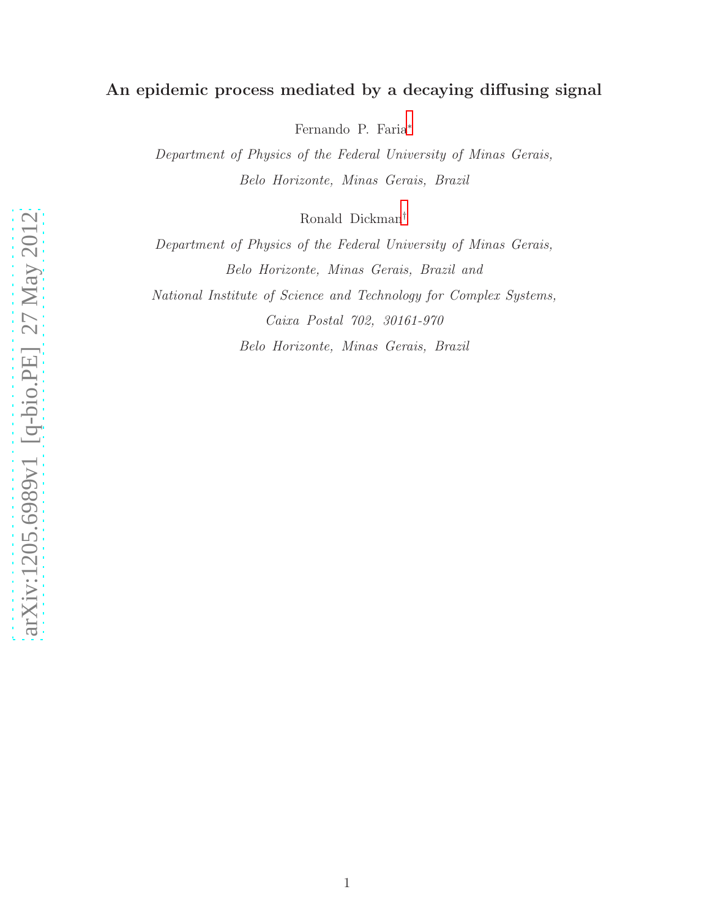# An epidemic process mediated by a decaying diffusing signal

Fernando P. Faria*

*Department of Physics of the Federal University of Minas Gerais, Belo Horizonte, Minas Gerais, Brazil*

Ronald Dickman†

*Department of Physics of the Federal University of Minas Gerais, Belo Horizonte, Minas Gerais, Brazil and National Institute of Science and Technology for Complex Systems, Caixa Postal 702, 30161-970 Belo Horizonte, Minas Gerais, Brazil*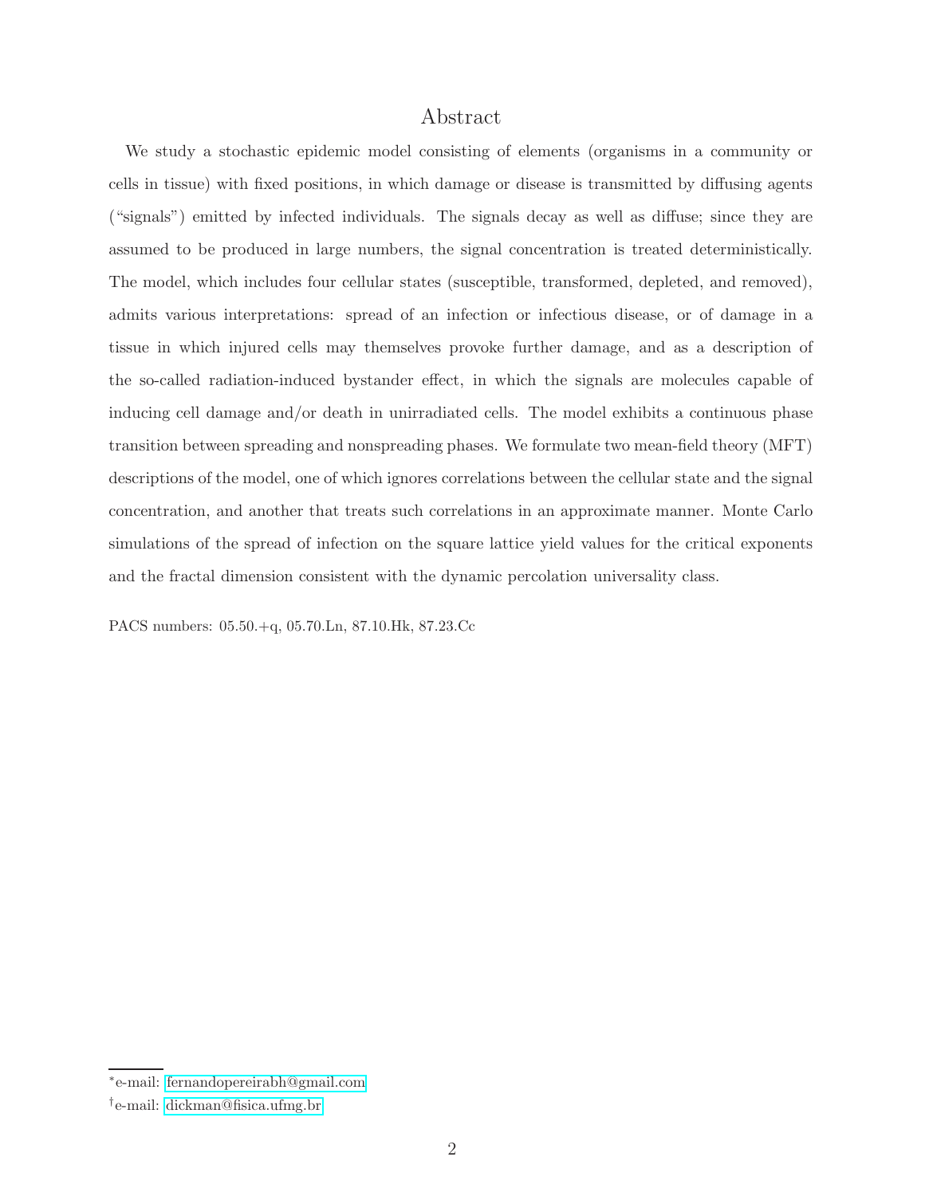# Abstract

We study a stochastic epidemic model consisting of elements (organisms in a community or cells in tissue) with fixed positions, in which damage or disease is transmitted by diffusing agents ("signals") emitted by infected individuals. The signals decay as well as diffuse; since they are assumed to be produced in large numbers, the signal concentration is treated deterministically. The model, which includes four cellular states (susceptible, transformed, depleted, and removed), admits various interpretations: spread of an infection or infectious disease, or of damage in a tissue in which injured cells may themselves provoke further damage, and as a description of the so-called radiation-induced bystander effect, in which the signals are molecules capable of inducing cell damage and/or death in unirradiated cells. The model exhibits a continuous phase transition between spreading and nonspreading phases. We formulate two mean-field theory (MFT) descriptions of the model, one of which ignores correlations between the cellular state and the signal concentration, and another that treats such correlations in an approximate manner. Monte Carlo simulations of the spread of infection on the square lattice yield values for the critical exponents and the fractal dimension consistent with the dynamic percolation universality class.

PACS numbers: 05.50.+q, 05.70.Ln, 87.10.Hk, 87.23.Cc

---

[*] e-mail: fernandopereirabh@gmail.com

[†] e-mail: dickman@fisica.ufmg.br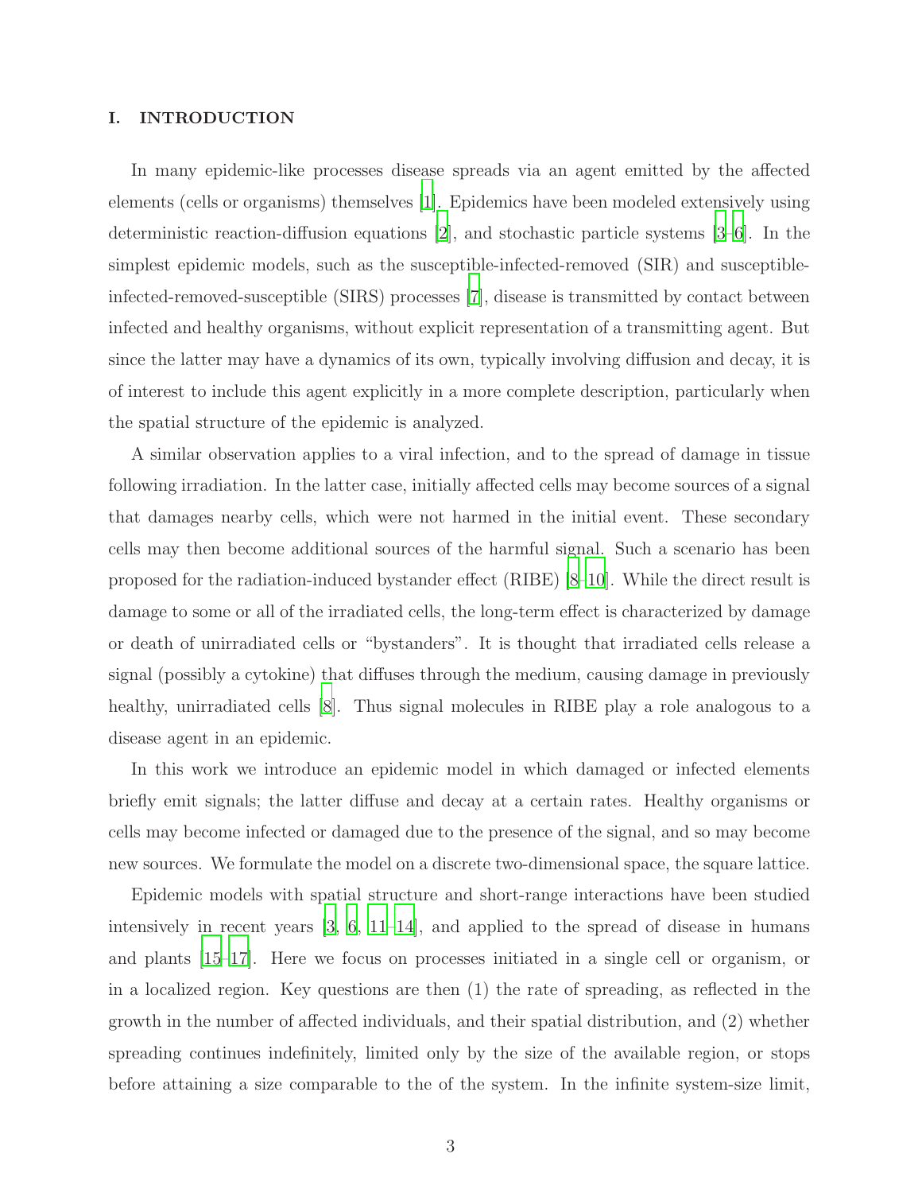## I. INTRODUCTION

In many epidemic-like processes disease spreads via an agent emitted by the affected elements (cells or organisms) themselves [1]. Epidemics have been modeled extensively using deterministic reaction-diffusion equations [2], and stochastic particle systems [3–6]. In the simplest epidemic models, such as the susceptible-infected-removed (SIR) and susceptible-infected-removed-susceptible (SIRS) processes [7], disease is transmitted by contact between infected and healthy organisms, without explicit representation of a transmitting agent. But since the latter may have a dynamics of its own, typically involving diffusion and decay, it is of interest to include this agent explicitly in a more complete description, particularly when the spatial structure of the epidemic is analyzed.

A similar observation applies to a viral infection, and to the spread of damage in tissue following irradiation. In the latter case, initially affected cells may become sources of a signal that damages nearby cells, which were not harmed in the initial event. These secondary cells may then become additional sources of the harmful signal. Such a scenario has been proposed for the radiation-induced bystander effect (RIBE) [8–10]. While the direct result is damage to some or all of the irradiated cells, the long-term effect is characterized by damage or death of unirradiated cells or "bystanders". It is thought that irradiated cells release a signal (possibly a cytokine) that diffuses through the medium, causing damage in previously healthy, unirradiated cells [8]. Thus signal molecules in RIBE play a role analogous to a disease agent in an epidemic.

In this work we introduce an epidemic model in which damaged or infected elements briefly emit signals; the latter diffuse and decay at a certain rates. Healthy organisms or cells may become infected or damaged due to the presence of the signal, and so may become new sources. We formulate the model on a discrete two-dimensional space, the square lattice.

Epidemic models with spatial structure and short-range interactions have been studied intensively in recent years [3, 6, 11–14], and applied to the spread of disease in humans and plants [15–17]. Here we focus on processes initiated in a single cell or organism, or in a localized region. Key questions are then (1) the rate of spreading, as reflected in the growth in the number of affected individuals, and their spatial distribution, and (2) whether spreading continues indefinitely, limited only by the size of the available region, or stops before attaining a size comparable to the of the system. In the infinite system-size limit,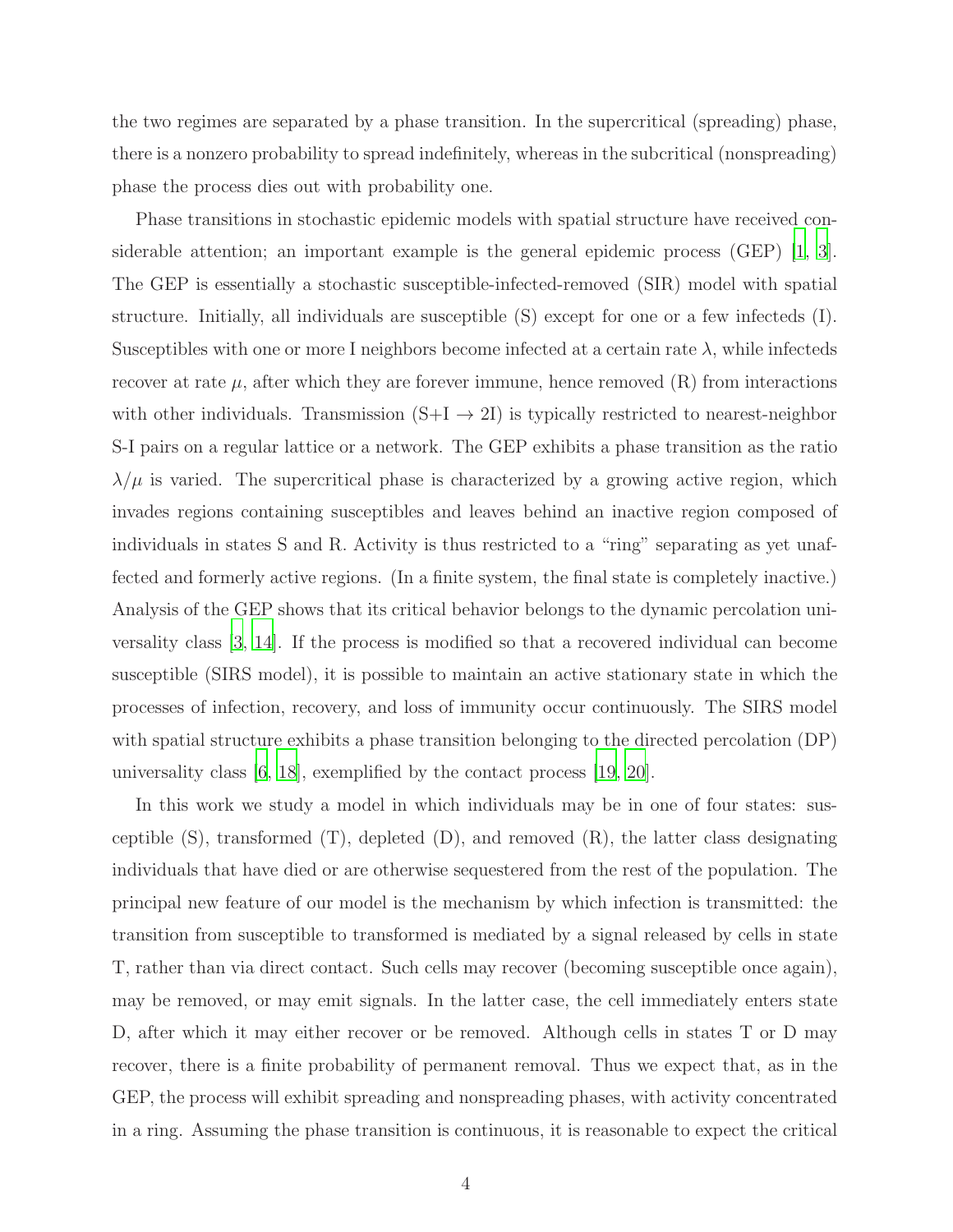the two regimes are separated by a phase transition. In the supercritical (spreading) phase, there is a nonzero probability to spread indefinitely, whereas in the subcritical (nonspreading) phase the process dies out with probability one.

Phase transitions in stochastic epidemic models with spatial structure have received considerable attention; an important example is the general epidemic process (GEP) [1, 3]. The GEP is essentially a stochastic susceptible-infected-removed (SIR) model with spatial structure. Initially, all individuals are susceptible (S) except for one or a few infecteds (I). Susceptibles with one or more I neighbors become infected at a certain rate $\lambda$, while infecteds recover at rate $\mu$, after which they are forever immune, hence removed (R) from interactions with other individuals. Transmission (S+I $\to$ 2I) is typically restricted to nearest-neighbor S-I pairs on a regular lattice or a network. The GEP exhibits a phase transition as the ratio $\lambda/\mu$ is varied. The supercritical phase is characterized by a growing active region, which invades regions containing susceptibles and leaves behind an inactive region composed of individuals in states S and R. Activity is thus restricted to a "ring" separating as yet unaffected and formerly active regions. (In a finite system, the final state is completely inactive.) Analysis of the GEP shows that its critical behavior belongs to the dynamic percolation universality class [3, 14]. If the process is modified so that a recovered individual can become susceptible (SIRS model), it is possible to maintain an active stationary state in which the processes of infection, recovery, and loss of immunity occur continuously. The SIRS model with spatial structure exhibits a phase transition belonging to the directed percolation (DP) universality class [6, 18], exemplified by the contact process [19, 20].

In this work we study a model in which individuals may be in one of four states: susceptible (S), transformed (T), depleted (D), and removed (R), the latter class designating individuals that have died or are otherwise sequestered from the rest of the population. The principal new feature of our model is the mechanism by which infection is transmitted: the transition from susceptible to transformed is mediated by a signal released by cells in state T, rather than via direct contact. Such cells may recover (becoming susceptible once again), may be removed, or may emit signals. In the latter case, the cell immediately enters state D, after which it may either recover or be removed. Although cells in states T or D may recover, there is a finite probability of permanent removal. Thus we expect that, as in the GEP, the process will exhibit spreading and nonspreading phases, with activity concentrated in a ring. Assuming the phase transition is continuous, it is reasonable to expect the critical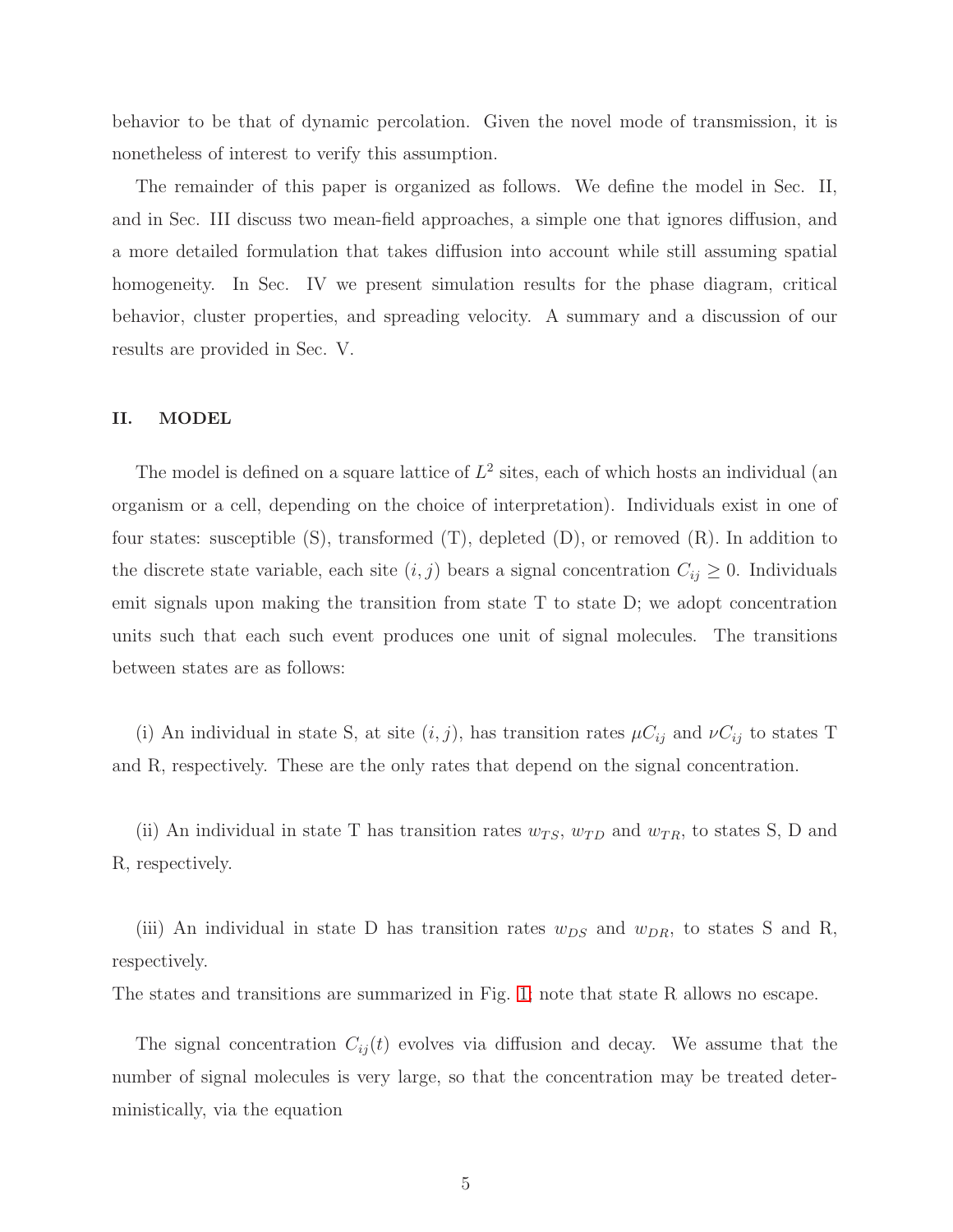behavior to be that of dynamic percolation. Given the novel mode of transmission, it is nonetheless of interest to verify this assumption.

The remainder of this paper is organized as follows. We define the model in Sec. II, and in Sec. III discuss two mean-field approaches, a simple one that ignores diffusion, and a more detailed formulation that takes diffusion into account while still assuming spatial homogeneity. In Sec. IV we present simulation results for the phase diagram, critical behavior, cluster properties, and spreading velocity. A summary and a discussion of our results are provided in Sec. V.

## II. MODEL

The model is defined on a square lattice of $L^2$ sites, each of which hosts an individual (an organism or a cell, depending on the choice of interpretation). Individuals exist in one of four states: susceptible (S), transformed (T), depleted (D), or removed (R). In addition to the discrete state variable, each site $(i, j)$ bears a signal concentration $C_{ij} \geq 0$. Individuals emit signals upon making the transition from state T to state D; we adopt concentration units such that each such event produces one unit of signal molecules. The transitions between states are as follows:

(i) An individual in state S, at site $(i, j)$, has transition rates $\mu C_{ij}$ and $\nu C_{ij}$ to states T and R, respectively. These are the only rates that depend on the signal concentration.

(ii) An individual in state T has transition rates $w_{TS}$, $w_{TD}$ and $w_{TR}$, to states S, D and R, respectively.

(iii) An individual in state D has transition rates $w_{DS}$ and $w_{DR}$, to states S and R, respectively.

The states and transitions are summarized in Fig. 1; note that state R allows no escape.

The signal concentration $C_{ij}(t)$ evolves via diffusion and decay. We assume that the number of signal molecules is very large, so that the concentration may be treated deterministically, via the equation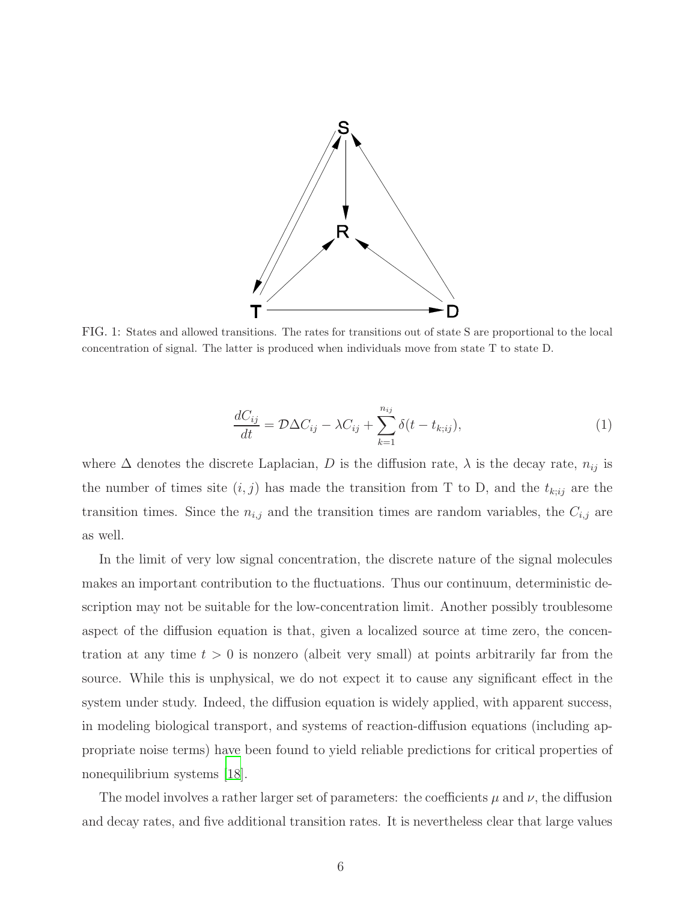FIG. 1: States and allowed transitions. The rates for transitions out of state S are proportional to the local concentration of signal. The latter is produced when individuals move from state T to state D.

$$\frac{dC_{ij}}{dt} = \mathcal{D}\Delta C_{ij} - \lambda C_{ij} + \sum_{k=1}^{n_{ij}} \delta(t - t_{k;ij}), \tag{1}$$

where $\Delta$ denotes the discrete Laplacian, $D$ is the diffusion rate, $\lambda$ is the decay rate, $n_{ij}$ is the number of times site $(i, j)$ has made the transition from T to D, and the $t_{k;ij}$ are the transition times. Since the $n_{i,j}$ and the transition times are random variables, the $C_{i,j}$ are as well.

In the limit of very low signal concentration, the discrete nature of the signal molecules makes an important contribution to the fluctuations. Thus our continuum, deterministic description may not be suitable for the low-concentration limit. Another possibly troublesome aspect of the diffusion equation is that, given a localized source at time zero, the concentration at any time $t > 0$ is nonzero (albeit very small) at points arbitrarily far from the source. While this is unphysical, we do not expect it to cause any significant effect in the system under study. Indeed, the diffusion equation is widely applied, with apparent success, in modeling biological transport, and systems of reaction-diffusion equations (including appropriate noise terms) have been found to yield reliable predictions for critical properties of nonequilibrium systems [18].

The model involves a rather larger set of parameters: the coefficients $\mu$ and $\nu$, the diffusion and decay rates, and five additional transition rates. It is nevertheless clear that large values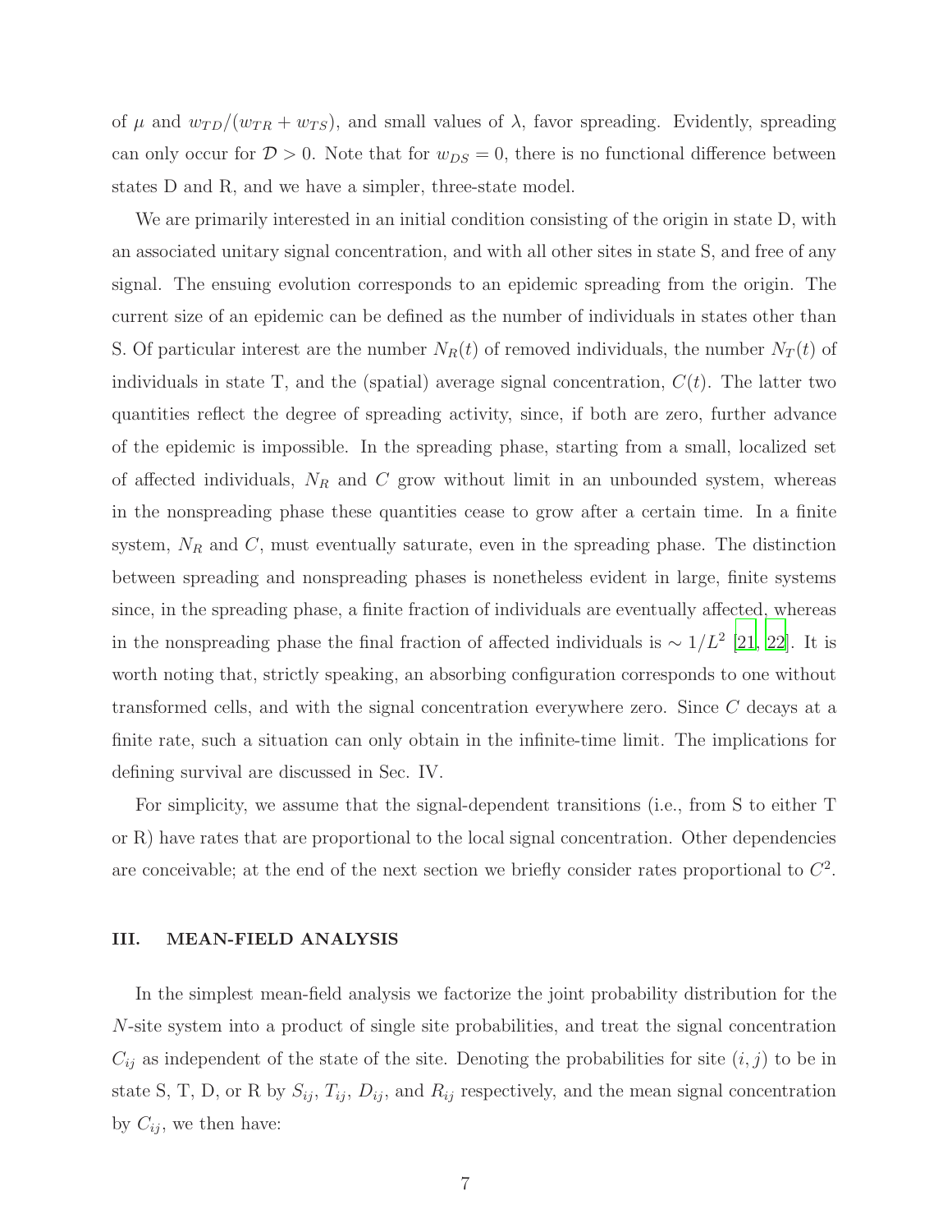of $\mu$ and $w_{TD}/(w_{TR} + w_{TS})$, and small values of $\lambda$, favor spreading. Evidently, spreading can only occur for $\mathcal{D} > 0$. Note that for $w_{DS} = 0$, there is no functional difference between states D and R, and we have a simpler, three-state model.

We are primarily interested in an initial condition consisting of the origin in state D, with an associated unitary signal concentration, and with all other sites in state S, and free of any signal. The ensuing evolution corresponds to an epidemic spreading from the origin. The current size of an epidemic can be defined as the number of individuals in states other than S. Of particular interest are the number $N_R(t)$ of removed individuals, the number $N_T(t)$ of individuals in state T, and the (spatial) average signal concentration, $C(t)$. The latter two quantities reflect the degree of spreading activity, since, if both are zero, further advance of the epidemic is impossible. In the spreading phase, starting from a small, localized set of affected individuals, $N_R$ and $C$ grow without limit in an unbounded system, whereas in the nonspreading phase these quantities cease to grow after a certain time. In a finite system, $N_R$ and $C$, must eventually saturate, even in the spreading phase. The distinction between spreading and nonspreading phases is nonetheless evident in large, finite systems since, in the spreading phase, a finite fraction of individuals are eventually affected, whereas in the nonspreading phase the final fraction of affected individuals is $\sim 1/L^2$ [21, 22]. It is worth noting that, strictly speaking, an absorbing configuration corresponds to one without transformed cells, and with the signal concentration everywhere zero. Since $C$ decays at a finite rate, such a situation can only obtain in the infinite-time limit. The implications for defining survival are discussed in Sec. IV.

For simplicity, we assume that the signal-dependent transitions (i.e., from S to either T or R) have rates that are proportional to the local signal concentration. Other dependencies are conceivable; at the end of the next section we briefly consider rates proportional to $C^2$.

## III. MEAN-FIELD ANALYSIS

In the simplest mean-field analysis we factorize the joint probability distribution for the $N$-site system into a product of single site probabilities, and treat the signal concentration $C_{ij}$ as independent of the state of the site. Denoting the probabilities for site $(i, j)$ to be in state S, T, D, or R by $S_{ij}$, $T_{ij}$, $D_{ij}$, and $R_{ij}$ respectively, and the mean signal concentration by $C_{ij}$, we then have: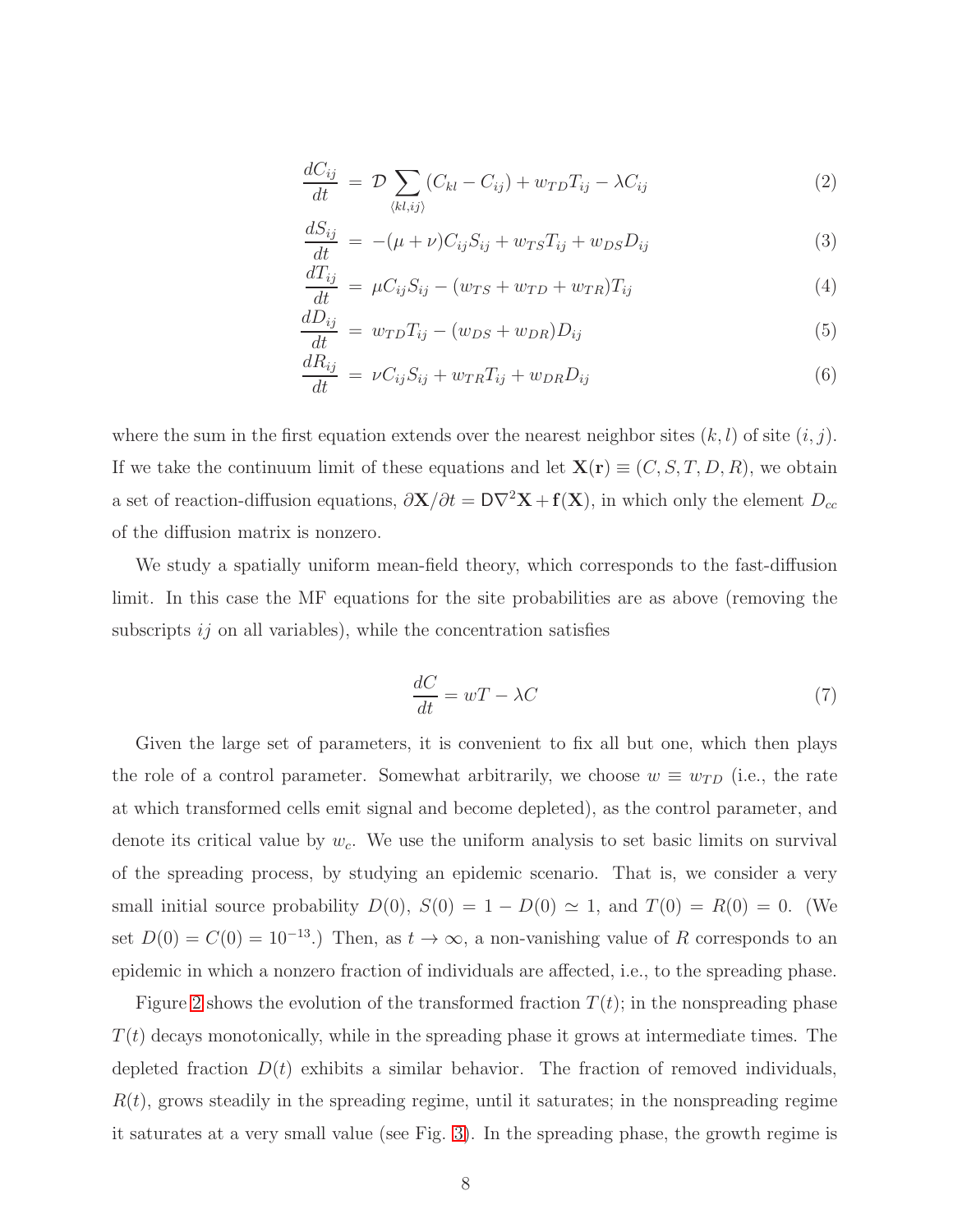$$
\begin{aligned}
\frac{dC_{ij}}{dt} &= \mathcal{D} \sum_{\langle kl,ij \rangle} (C_{kl} - C_{ij}) + w_{TD} T_{ij} - \lambda C_{ij} &(2)\\
\frac{dS_{ij}}{dt} &= -(\mu + \nu) C_{ij} S_{ij} + w_{TS} T_{ij} + w_{DS} D_{ij} &(3)\\
\frac{dT_{ij}}{dt} &= \mu C_{ij} S_{ij} - (w_{TS} + w_{TD} + w_{TR}) T_{ij} &(4)\\
\frac{dD_{ij}}{dt} &= w_{TD} T_{ij} - (w_{DS} + w_{DR}) D_{ij} &(5)\\
\frac{dR_{ij}}{dt} &= \nu C_{ij} S_{ij} + w_{TR} T_{ij} + w_{DR} D_{ij} &(6)
\end{aligned}
$$

where the sum in the first equation extends over the nearest neighbor sites $(k, l)$ of site $(i, j)$. If we take the continuum limit of these equations and let $\mathbf{X}(\mathbf{r}) \equiv (C, S, T, D, R)$, we obtain a set of reaction-diffusion equations, $\partial \mathbf{X}/\partial t = \mathsf{D}\nabla^2 \mathbf{X} + \mathbf{f}(\mathbf{X})$, in which only the element $D_{cc}$ of the diffusion matrix is nonzero.

We study a spatially uniform mean-field theory, which corresponds to the fast-diffusion limit. In this case the MF equations for the site probabilities are as above (removing the subscripts $ij$ on all variables), while the concentration satisfies

$$
\frac{dC}{dt} = wT - \lambda C \qquad (7)
$$

Given the large set of parameters, it is convenient to fix all but one, which then plays the role of a control parameter. Somewhat arbitrarily, we choose $w \equiv w_{TD}$ (i.e., the rate at which transformed cells emit signal and become depleted), as the control parameter, and denote its critical value by $w_c$. We use the uniform analysis to set basic limits on survival of the spreading process, by studying an epidemic scenario. That is, we consider a very small initial source probability $D(0)$, $S(0) = 1 - D(0) \simeq 1$, and $T(0) = R(0) = 0$. (We set $D(0) = C(0) = 10^{-13}$.) Then, as $t \to \infty$, a non-vanishing value of $R$ corresponds to an epidemic in which a nonzero fraction of individuals are affected, i.e., to the spreading phase.

Figure 2 shows the evolution of the transformed fraction $T(t)$; in the nonspreading phase $T(t)$ decays monotonically, while in the spreading phase it grows at intermediate times. The depleted fraction $D(t)$ exhibits a similar behavior. The fraction of removed individuals, $R(t)$, grows steadily in the spreading regime, until it saturates; in the nonspreading regime it saturates at a very small value (see Fig. 3). In the spreading phase, the growth regime is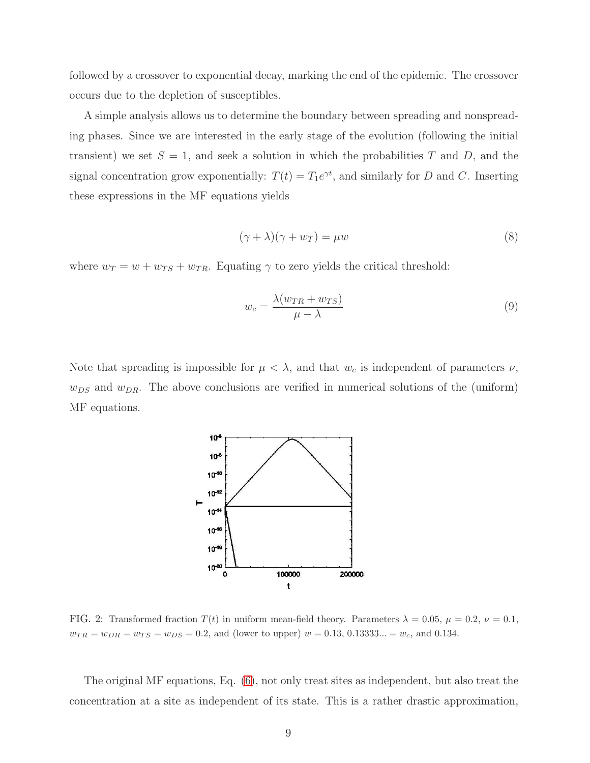followed by a crossover to exponential decay, marking the end of the epidemic. The crossover occurs due to the depletion of susceptibles.

A simple analysis allows us to determine the boundary between spreading and nonspreading phases. Since we are interested in the early stage of the evolution (following the initial transient) we set $S = 1$, and seek a solution in which the probabilities $T$ and $D$, and the signal concentration grow exponentially: $T(t) = T_1 e^{\gamma t}$, and similarly for $D$ and $C$. Inserting these expressions in the MF equations yields

$$(\gamma + \lambda)(\gamma + w_T) = \mu w \tag{8}$$

where $w_T = w + w_{TS} + w_{TR}$. Equating $\gamma$ to zero yields the critical threshold:

$$w_c = \frac{\lambda(w_{TR} + w_{TS})}{\mu - \lambda} \tag{9}$$

Note that spreading is impossible for $\mu < \lambda$, and that $w_c$ is independent of parameters $\nu$, $w_{DS}$ and $w_{DR}$. The above conclusions are verified in numerical solutions of the (uniform) MF equations.

FIG. 2: Transformed fraction $T(t)$ in uniform mean-field theory. Parameters $\lambda = 0.05$, $\mu = 0.2$, $\nu = 0.1$, $w_{TR} = w_{DR} = w_{TS} = w_{DS} = 0.2$, and (lower to upper) $w = 0.13$, $0.13333... = w_c$, and $0.134$.

The original MF equations, Eq. (6), not only treat sites as independent, but also treat the concentration at a site as independent of its state. This is a rather drastic approximation,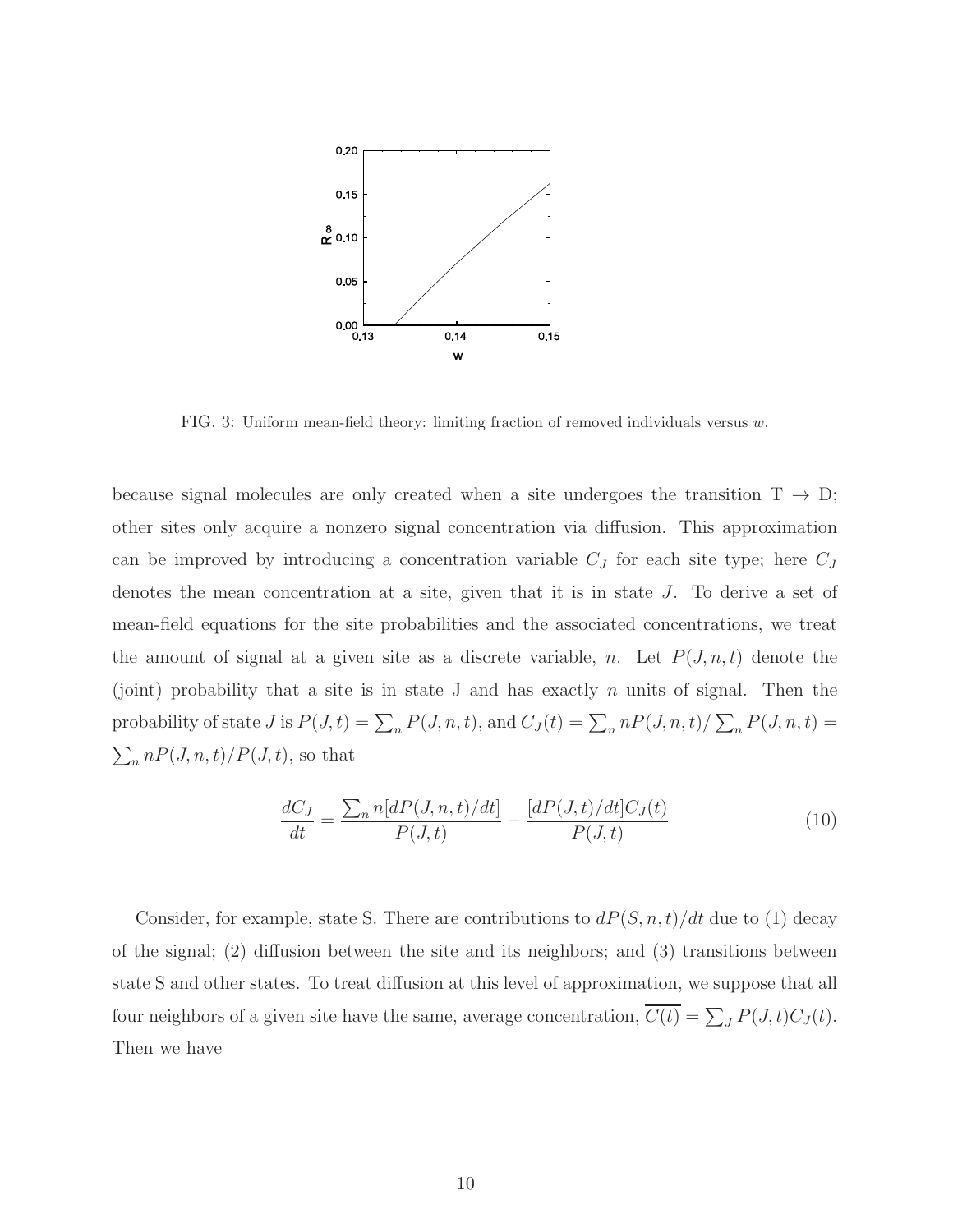FIG. 3: Uniform mean-field theory: limiting fraction of removed individuals versus $w$.

because signal molecules are only created when a site undergoes the transition T $\to$ D; other sites only acquire a nonzero signal concentration via diffusion. This approximation can be improved by introducing a concentration variable $C_J$ for each site type; here $C_J$ denotes the mean concentration at a site, given that it is in state $J$. To derive a set of mean-field equations for the site probabilities and the associated concentrations, we treat the amount of signal at a given site as a discrete variable, $n$. Let $P(J, n, t)$ denote the (joint) probability that a site is in state J and has exactly $n$ units of signal. Then the probability of state $J$ is $P(J, t) = \sum_n P(J, n, t)$, and $C_J(t) = \sum_n nP(J, n, t)/\sum_n P(J, n, t) = \sum_n nP(J, n, t)/P(J, t)$, so that

$$\frac{dC_J}{dt} = \frac{\sum_n n[dP(J, n, t)/dt]}{P(J, t)} - \frac{[dP(J, t)/dt]C_J(t)}{P(J, t)} \tag{10}$$

Consider, for example, state S. There are contributions to $dP(S, n, t)/dt$ due to (1) decay of the signal; (2) diffusion between the site and its neighbors; and (3) transitions between state S and other states. To treat diffusion at this level of approximation, we suppose that all four neighbors of a given site have the same, average concentration, $\overline{C(t)} = \sum_J P(J, t)C_J(t)$. Then we have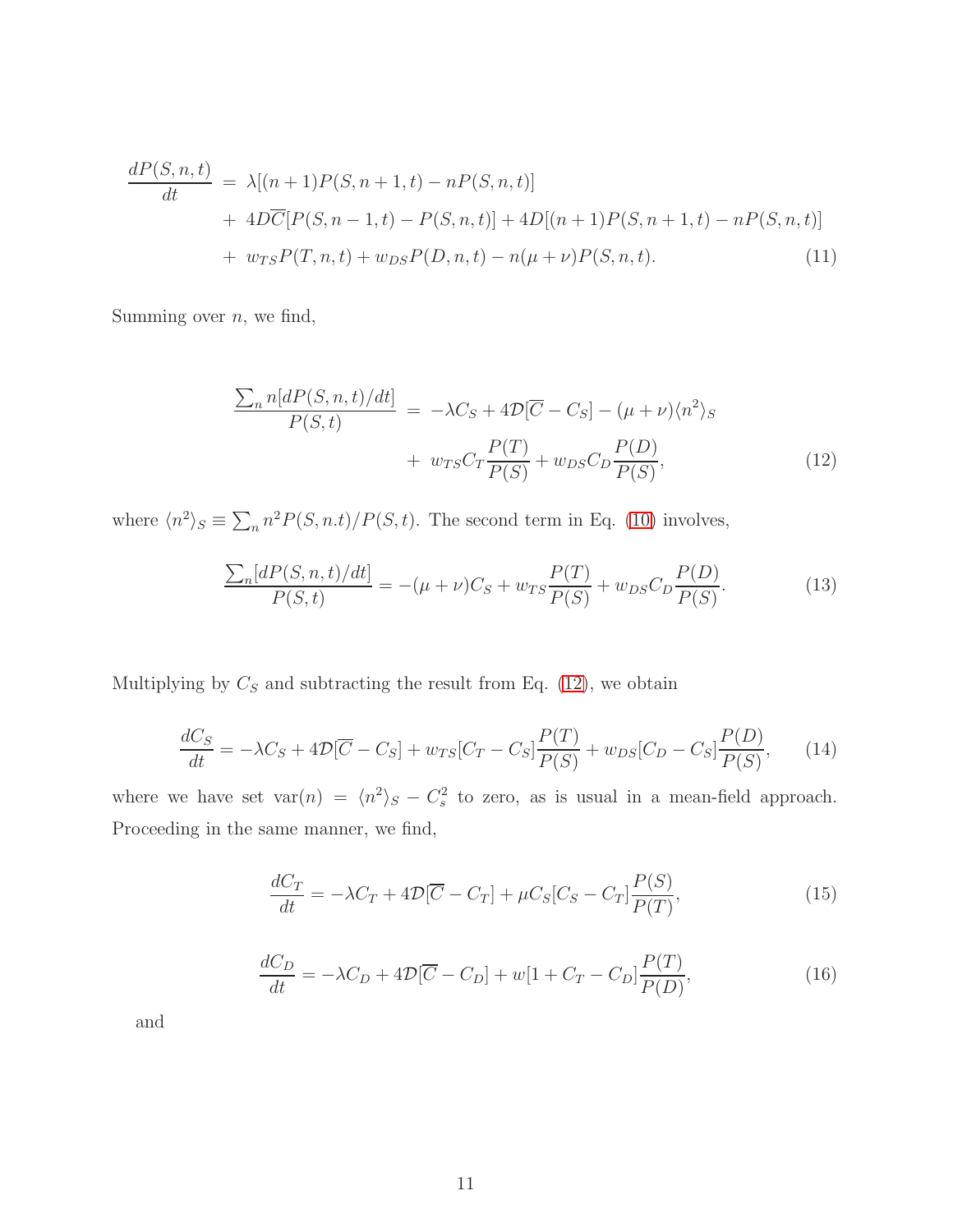$$
\begin{aligned}
\frac{dP(S,n,t)}{dt} &= \lambda[(n+1)P(S,n+1,t) - nP(S,n,t)] \\
&+ 4D\overline{C}[P(S,n-1,t) - P(S,n,t)] + 4D[(n+1)P(S,n+1,t) - nP(S,n,t)] \\
&+ w_{TS}P(T,n,t) + w_{DS}P(D,n,t) - n(\mu+\nu)P(S,n,t). \qquad (11)
\end{aligned}
$$

Summing over $n$, we find,

$$
\begin{aligned}
\frac{\sum_n n[dP(S,n,t)/dt]}{P(S,t)} &= -\lambda C_S + 4\mathcal{D}[\overline{C} - C_S] - (\mu+\nu)\langle n^2\rangle_S \\
&+ w_{TS}C_T\frac{P(T)}{P(S)} + w_{DS}C_D\frac{P(D)}{P(S)}, \qquad (12)
\end{aligned}
$$

where $\langle n^2\rangle_S \equiv \sum_n n^2 P(S,n.t)/P(S,t)$. The second term in Eq. (10) involves,

$$
\frac{\sum_n [dP(S,n,t)/dt]}{P(S,t)} = -(\mu+\nu)C_S + w_{TS}\frac{P(T)}{P(S)} + w_{DS}C_D\frac{P(D)}{P(S)}. \qquad (13)
$$

Multiplying by $C_S$ and subtracting the result from Eq. (12), we obtain

$$
\frac{dC_S}{dt} = -\lambda C_S + 4\mathcal{D}[\overline{C} - C_S] + w_{TS}[C_T - C_S]\frac{P(T)}{P(S)} + w_{DS}[C_D - C_S]\frac{P(D)}{P(S)}, \qquad (14)
$$

where we have set $\text{var}(n) = \langle n^2\rangle_S - C_s^2$ to zero, as is usual in a mean-field approach. Proceeding in the same manner, we find,

$$
\frac{dC_T}{dt} = -\lambda C_T + 4\mathcal{D}[\overline{C} - C_T] + \mu C_S[C_S - C_T]\frac{P(S)}{P(T)}, \qquad (15)
$$

$$
\frac{dC_D}{dt} = -\lambda C_D + 4\mathcal{D}[\overline{C} - C_D] + w[1 + C_T - C_D]\frac{P(T)}{P(D)}, \qquad (16)
$$

and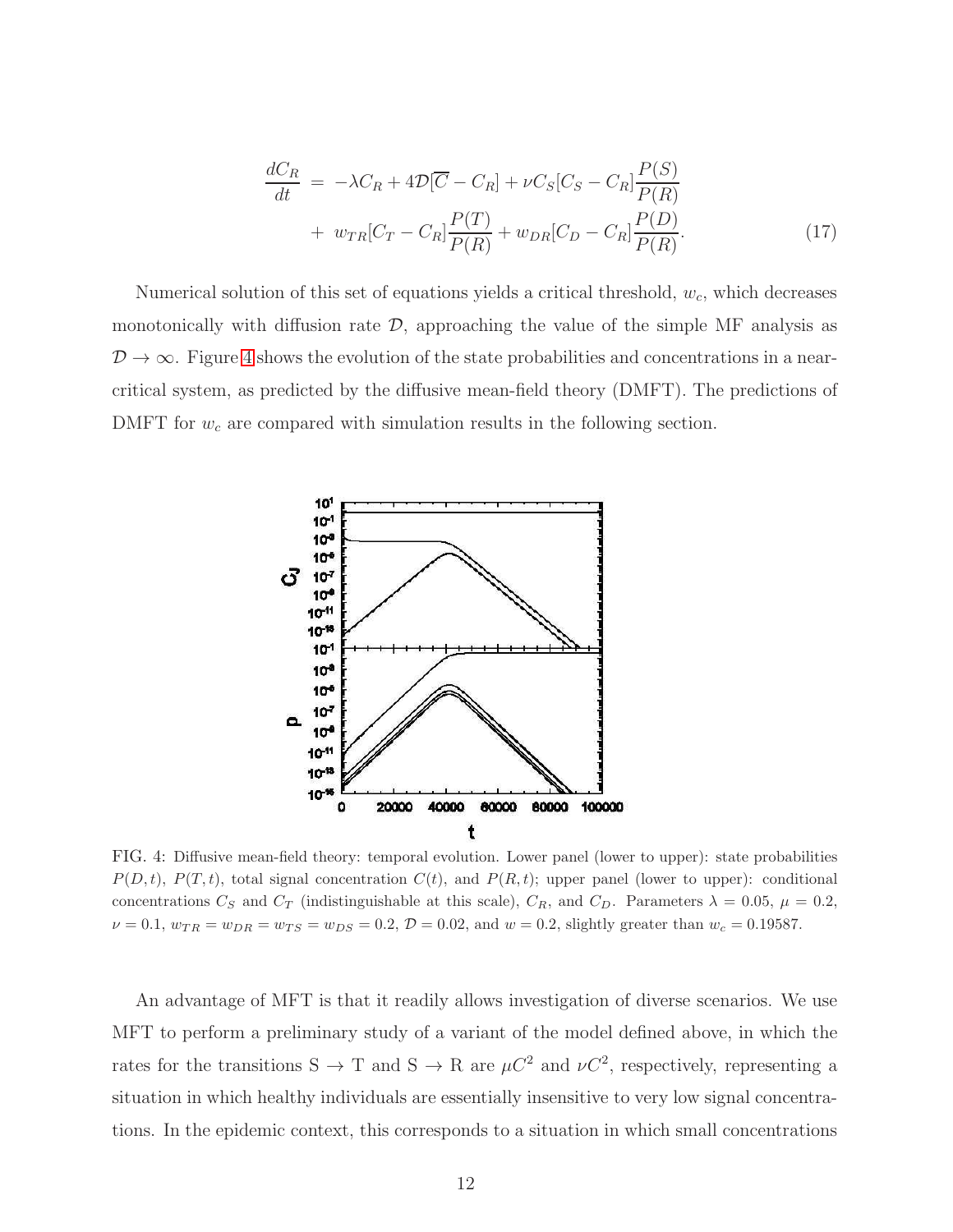$$
\begin{aligned}
\frac{dC_R}{dt} &= -\lambda C_R + 4\mathcal{D}[\overline{C} - C_R] + \nu C_S[C_S - C_R]\frac{P(S)}{P(R)} \\
&+ w_{TR}[C_T - C_R]\frac{P(T)}{P(R)} + w_{DR}[C_D - C_R]\frac{P(D)}{P(R)}.
\end{aligned} \tag{17}
$$

Numerical solution of this set of equations yields a critical threshold, $w_c$, which decreases monotonically with diffusion rate $\mathcal{D}$, approaching the value of the simple MF analysis as $\mathcal{D} \to \infty$. Figure 4 shows the evolution of the state probabilities and concentrations in a near-critical system, as predicted by the diffusive mean-field theory (DMFT). The predictions of DMFT for $w_c$ are compared with simulation results in the following section.

FIG. 4: Diffusive mean-field theory: temporal evolution. Lower panel (lower to upper): state probabilities $P(D,t)$, $P(T,t)$, total signal concentration $C(t)$, and $P(R,t)$; upper panel (lower to upper): conditional concentrations $C_S$ and $C_T$ (indistinguishable at this scale), $C_R$, and $C_D$. Parameters $\lambda = 0.05$, $\mu = 0.2$, $\nu = 0.1$, $w_{TR} = w_{DR} = w_{TS} = w_{DS} = 0.2$, $\mathcal{D} = 0.02$, and $w = 0.2$, slightly greater than $w_c = 0.19587$.

An advantage of MFT is that it readily allows investigation of diverse scenarios. We use MFT to perform a preliminary study of a variant of the model defined above, in which the rates for the transitions S $\to$ T and S $\to$ R are $\mu C^2$ and $\nu C^2$, respectively, representing a situation in which healthy individuals are essentially insensitive to very low signal concentrations. In the epidemic context, this corresponds to a situation in which small concentrations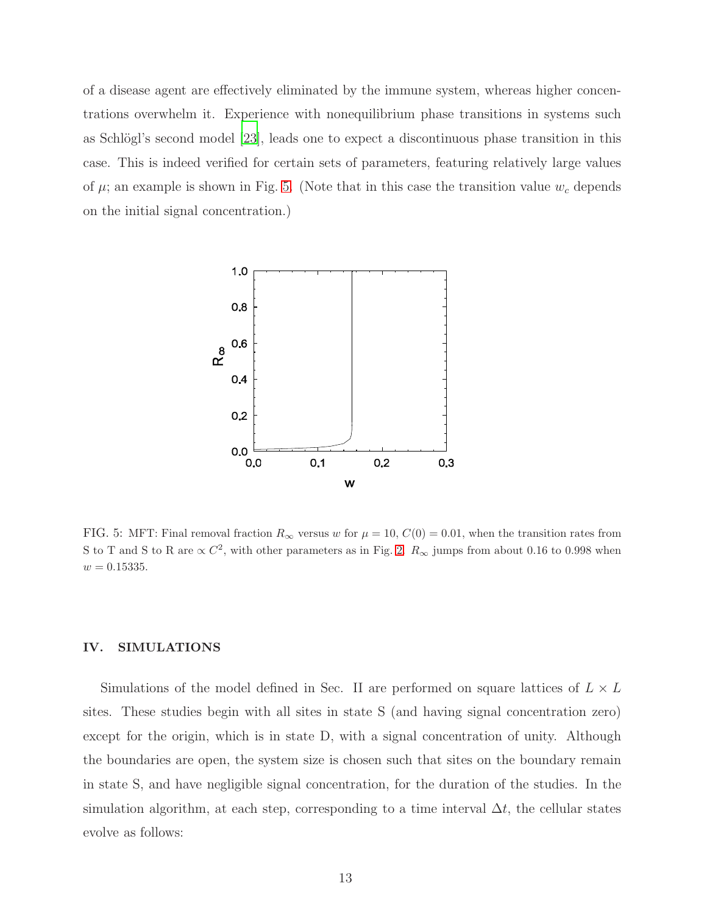of a disease agent are effectively eliminated by the immune system, whereas higher concentrations overwhelm it. Experience with nonequilibrium phase transitions in systems such as Schlögl's second model [23], leads one to expect a discontinuous phase transition in this case. This is indeed verified for certain sets of parameters, featuring relatively large values of $\mu$; an example is shown in Fig. 5. (Note that in this case the transition value $w_c$ depends on the initial signal concentration.)

FIG. 5: MFT: Final removal fraction $R_\infty$ versus $w$ for $\mu = 10$, $C(0) = 0.01$, when the transition rates from S to T and S to R are $\propto C^2$, with other parameters as in Fig. 2. $R_\infty$ jumps from about 0.16 to 0.998 when $w = 0.15335$.

## IV. SIMULATIONS

Simulations of the model defined in Sec. II are performed on square lattices of $L \times L$ sites. These studies begin with all sites in state S (and having signal concentration zero) except for the origin, which is in state D, with a signal concentration of unity. Although the boundaries are open, the system size is chosen such that sites on the boundary remain in state S, and have negligible signal concentration, for the duration of the studies. In the simulation algorithm, at each step, corresponding to a time interval $\Delta t$, the cellular states evolve as follows: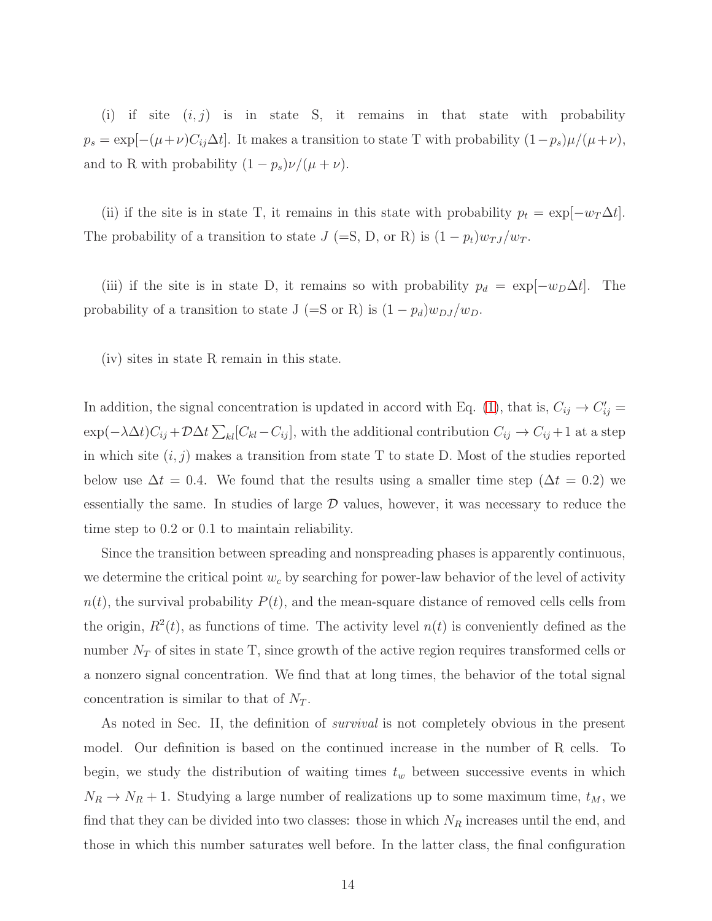(i) if site $(i, j)$ is in state S, it remains in that state with probability $p_s = \exp[-(\mu+\nu)C_{ij}\Delta t]$. It makes a transition to state T with probability $(1-p_s)\mu/(\mu+\nu)$, and to R with probability $(1-p_s)\nu/(\mu+\nu)$.

(ii) if the site is in state T, it remains in this state with probability $p_t = \exp[-w_T \Delta t]$. The probability of a transition to state $J$ (=S, D, or R) is $(1-p_t)w_{TJ}/w_T$.

(iii) if the site is in state D, it remains so with probability $p_d = \exp[-w_D \Delta t]$. The probability of a transition to state J (=S or R) is $(1-p_d)w_{DJ}/w_D$.

(iv) sites in state R remain in this state.

In addition, the signal concentration is updated in accord with Eq. (1), that is, $C_{ij} \to C'_{ij} = \exp(-\lambda \Delta t)C_{ij} + \mathcal{D}\Delta t \sum_{kl}[C_{kl} - C_{ij}]$, with the additional contribution $C_{ij} \to C_{ij} + 1$ at a step in which site $(i, j)$ makes a transition from state T to state D. Most of the studies reported below use $\Delta t = 0.4$. We found that the results using a smaller time step ($\Delta t = 0.2$) we essentially the same. In studies of large $\mathcal{D}$ values, however, it was necessary to reduce the time step to 0.2 or 0.1 to maintain reliability.

Since the transition between spreading and nonspreading phases is apparently continuous, we determine the critical point $w_c$ by searching for power-law behavior of the level of activity $n(t)$, the survival probability $P(t)$, and the mean-square distance of removed cells cells from the origin, $R^2(t)$, as functions of time. The activity level $n(t)$ is conveniently defined as the number $N_T$ of sites in state T, since growth of the active region requires transformed cells or a nonzero signal concentration. We find that at long times, the behavior of the total signal concentration is similar to that of $N_T$.

As noted in Sec. II, the definition of *survival* is not completely obvious in the present model. Our definition is based on the continued increase in the number of R cells. To begin, we study the distribution of waiting times $t_w$ between successive events in which $N_R \to N_R + 1$. Studying a large number of realizations up to some maximum time, $t_M$, we find that they can be divided into two classes: those in which $N_R$ increases until the end, and those in which this number saturates well before. In the latter class, the final configuration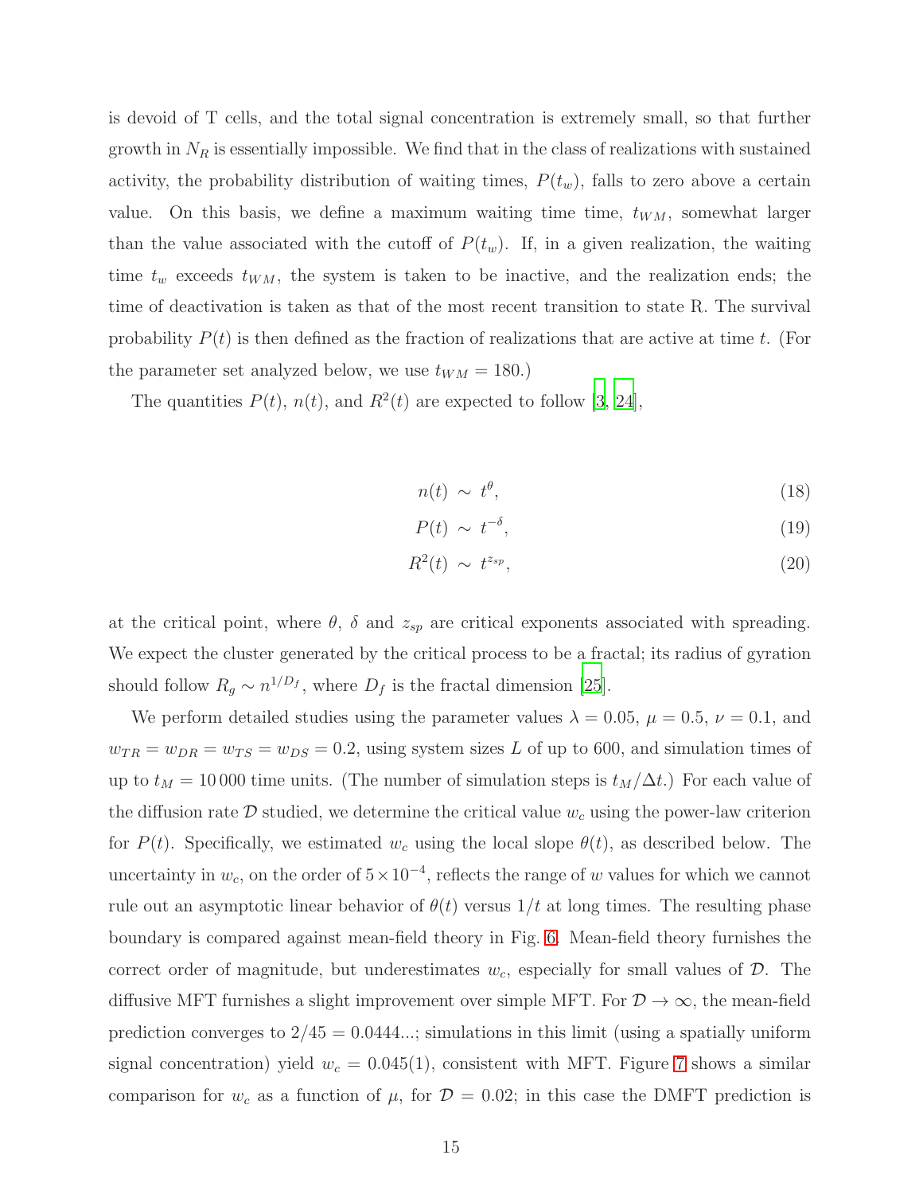is devoid of T cells, and the total signal concentration is extremely small, so that further growth in $N_R$ is essentially impossible. We find that in the class of realizations with sustained activity, the probability distribution of waiting times, $P(t_w)$, falls to zero above a certain value. On this basis, we define a maximum waiting time time, $t_{WM}$, somewhat larger than the value associated with the cutoff of $P(t_w)$. If, in a given realization, the waiting time $t_w$ exceeds $t_{WM}$, the system is taken to be inactive, and the realization ends; the time of deactivation is taken as that of the most recent transition to state R. The survival probability $P(t)$ is then defined as the fraction of realizations that are active at time $t$. (For the parameter set analyzed below, we use $t_{WM} = 180$.)

The quantities $P(t)$, $n(t)$, and $R^2(t)$ are expected to follow [3, 24],

$$n(t) \sim t^{\theta}, \tag{18}$$

$$P(t) \sim t^{-\delta}, \tag{19}$$

$$R^2(t) \sim t^{z_{sp}}, \tag{20}$$

at the critical point, where $\theta$, $\delta$ and $z_{sp}$ are critical exponents associated with spreading. We expect the cluster generated by the critical process to be a fractal; its radius of gyration should follow $R_g \sim n^{1/D_f}$, where $D_f$ is the fractal dimension [25].

We perform detailed studies using the parameter values $\lambda = 0.05$, $\mu = 0.5$, $\nu = 0.1$, and $w_{TR} = w_{DR} = w_{TS} = w_{DS} = 0.2$, using system sizes $L$ of up to 600, and simulation times of up to $t_M = 10\,000$ time units. (The number of simulation steps is $t_M/\Delta t$.) For each value of the diffusion rate $\mathcal{D}$ studied, we determine the critical value $w_c$ using the power-law criterion for $P(t)$. Specifically, we estimated $w_c$ using the local slope $\theta(t)$, as described below. The uncertainty in $w_c$, on the order of $5 \times 10^{-4}$, reflects the range of $w$ values for which we cannot rule out an asymptotic linear behavior of $\theta(t)$ versus $1/t$ at long times. The resulting phase boundary is compared against mean-field theory in Fig. 6. Mean-field theory furnishes the correct order of magnitude, but underestimates $w_c$, especially for small values of $\mathcal{D}$. The diffusive MFT furnishes a slight improvement over simple MFT. For $\mathcal{D} \to \infty$, the mean-field prediction converges to $2/45 = 0.0444...$; simulations in this limit (using a spatially uniform signal concentration) yield $w_c = 0.045(1)$, consistent with MFT. Figure 7 shows a similar comparison for $w_c$ as a function of $\mu$, for $\mathcal{D} = 0.02$; in this case the DMFT prediction is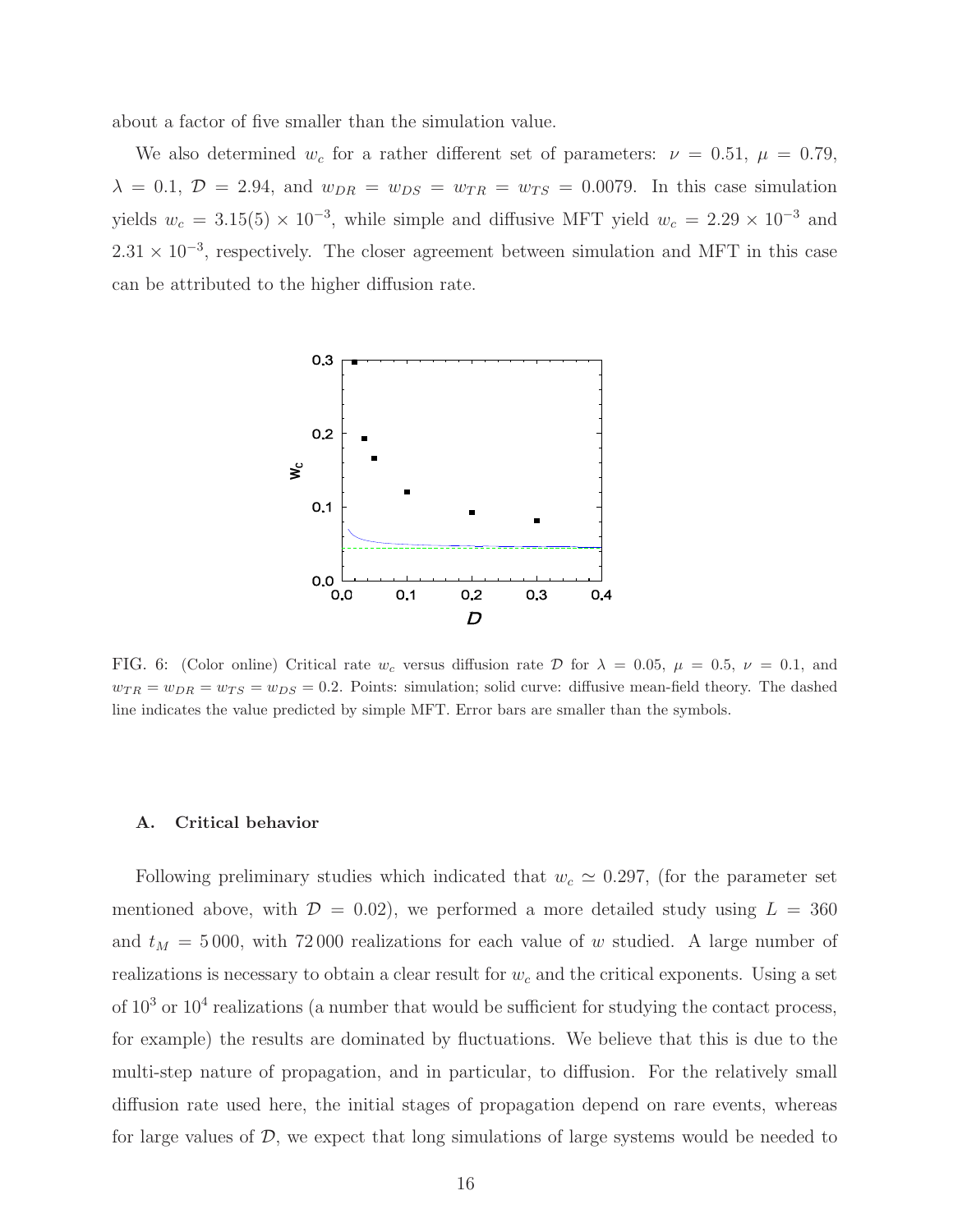about a factor of five smaller than the simulation value.

We also determined $w_c$ for a rather different set of parameters: $\nu = 0.51$, $\mu = 0.79$, $\lambda = 0.1$, $\mathcal{D} = 2.94$, and $w_{DR} = w_{DS} = w_{TR} = w_{TS} = 0.0079$. In this case simulation yields $w_c = 3.15(5) \times 10^{-3}$, while simple and diffusive MFT yield $w_c = 2.29 \times 10^{-3}$ and $2.31 \times 10^{-3}$, respectively. The closer agreement between simulation and MFT in this case can be attributed to the higher diffusion rate.

FIG. 6: (Color online) Critical rate $w_c$ versus diffusion rate $\mathcal{D}$ for $\lambda = 0.05$, $\mu = 0.5$, $\nu = 0.1$, and $w_{TR} = w_{DR} = w_{TS} = w_{DS} = 0.2$. Points: simulation; solid curve: diffusive mean-field theory. The dashed line indicates the value predicted by simple MFT. Error bars are smaller than the symbols.

### A. Critical behavior

Following preliminary studies which indicated that $w_c \simeq 0.297$, (for the parameter set mentioned above, with $\mathcal{D} = 0.02$), we performed a more detailed study using $L = 360$ and $t_M = 5\,000$, with $72\,000$ realizations for each value of $w$ studied. A large number of realizations is necessary to obtain a clear result for $w_c$ and the critical exponents. Using a set of $10^3$ or $10^4$ realizations (a number that would be sufficient for studying the contact process, for example) the results are dominated by fluctuations. We believe that this is due to the multi-step nature of propagation, and in particular, to diffusion. For the relatively small diffusion rate used here, the initial stages of propagation depend on rare events, whereas for large values of $\mathcal{D}$, we expect that long simulations of large systems would be needed to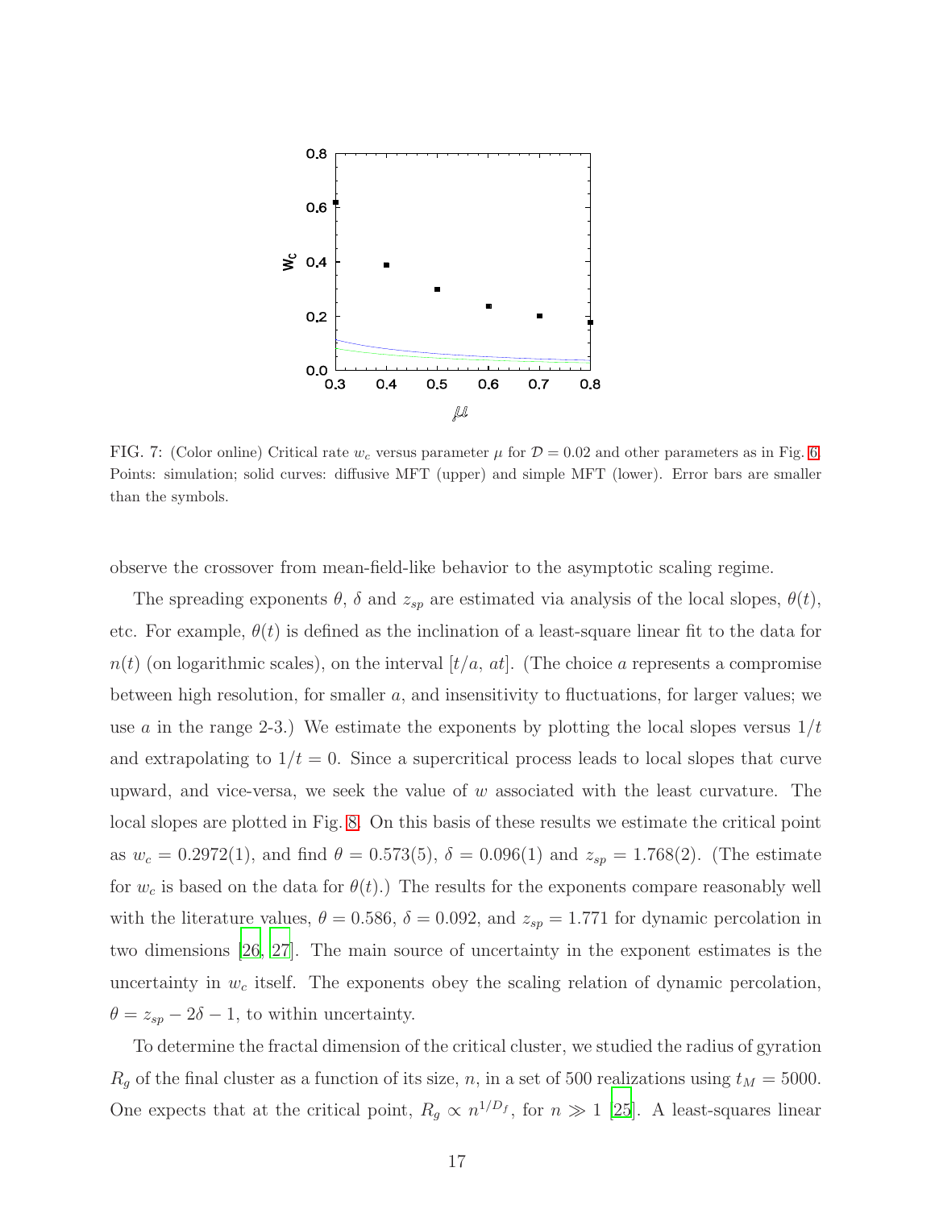FIG. 7: (Color online) Critical rate $w_c$ versus parameter $\mu$ for $\mathcal{D} = 0.02$ and other parameters as in Fig. 6. Points: simulation; solid curves: diffusive MFT (upper) and simple MFT (lower). Error bars are smaller than the symbols.

observe the crossover from mean-field-like behavior to the asymptotic scaling regime.

The spreading exponents $\theta$, $\delta$ and $z_{sp}$ are estimated via analysis of the local slopes, $\theta(t)$, etc. For example, $\theta(t)$ is defined as the inclination of a least-square linear fit to the data for $n(t)$ (on logarithmic scales), on the interval $[t/a, at]$. (The choice $a$ represents a compromise between high resolution, for smaller $a$, and insensitivity to fluctuations, for larger values; we use $a$ in the range 2-3.) We estimate the exponents by plotting the local slopes versus $1/t$ and extrapolating to $1/t = 0$. Since a supercritical process leads to local slopes that curve upward, and vice-versa, we seek the value of $w$ associated with the least curvature. The local slopes are plotted in Fig. 8. On this basis of these results we estimate the critical point as $w_c = 0.2972(1)$, and find $\theta = 0.573(5)$, $\delta = 0.096(1)$ and $z_{sp} = 1.768(2)$. (The estimate for $w_c$ is based on the data for $\theta(t)$.) The results for the exponents compare reasonably well with the literature values, $\theta = 0.586$, $\delta = 0.092$, and $z_{sp} = 1.771$ for dynamic percolation in two dimensions [26, 27]. The main source of uncertainty in the exponent estimates is the uncertainty in $w_c$ itself. The exponents obey the scaling relation of dynamic percolation, $\theta = z_{sp} - 2\delta - 1$, to within uncertainty.

To determine the fractal dimension of the critical cluster, we studied the radius of gyration $R_g$ of the final cluster as a function of its size, $n$, in a set of 500 realizations using $t_M = 5000$. One expects that at the critical point, $R_g \propto n^{1/D_f}$, for $n \gg 1$ [25]. A least-squares linear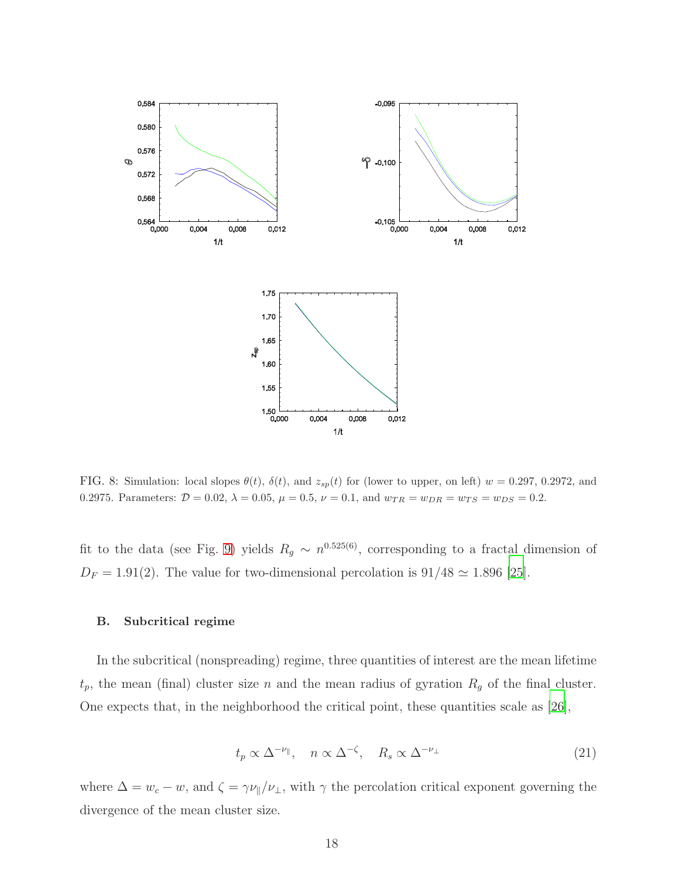FIG. 8: Simulation: local slopes $\theta(t)$, $\delta(t)$, and $z_{sp}(t)$ for (lower to upper, on left) $w = 0.297$, 0.2972, and 0.2975. Parameters: $\mathcal{D} = 0.02$, $\lambda = 0.05$, $\mu = 0.5$, $\nu = 0.1$, and $w_{TR} = w_{DR} = w_{TS} = w_{DS} = 0.2$.

fit to the data (see Fig. 9) yields $R_g \sim n^{0.525(6)}$, corresponding to a fractal dimension of $D_F = 1.91(2)$. The value for two-dimensional percolation is $91/48 \simeq 1.896$ [25].

### B. Subcritical regime

In the subcritical (nonspreading) regime, three quantities of interest are the mean lifetime $t_p$, the mean (final) cluster size $n$ and the mean radius of gyration $R_g$ of the final cluster. One expects that, in the neighborhood the critical point, these quantities scale as [26],

$$t_p \propto \Delta^{-\nu_\parallel}, \quad n \propto \Delta^{-\zeta}, \quad R_s \propto \Delta^{-\nu_\perp} \tag{21}$$

where $\Delta = w_c - w$, and $\zeta = \gamma\nu_\parallel/\nu_\perp$, with $\gamma$ the percolation critical exponent governing the divergence of the mean cluster size.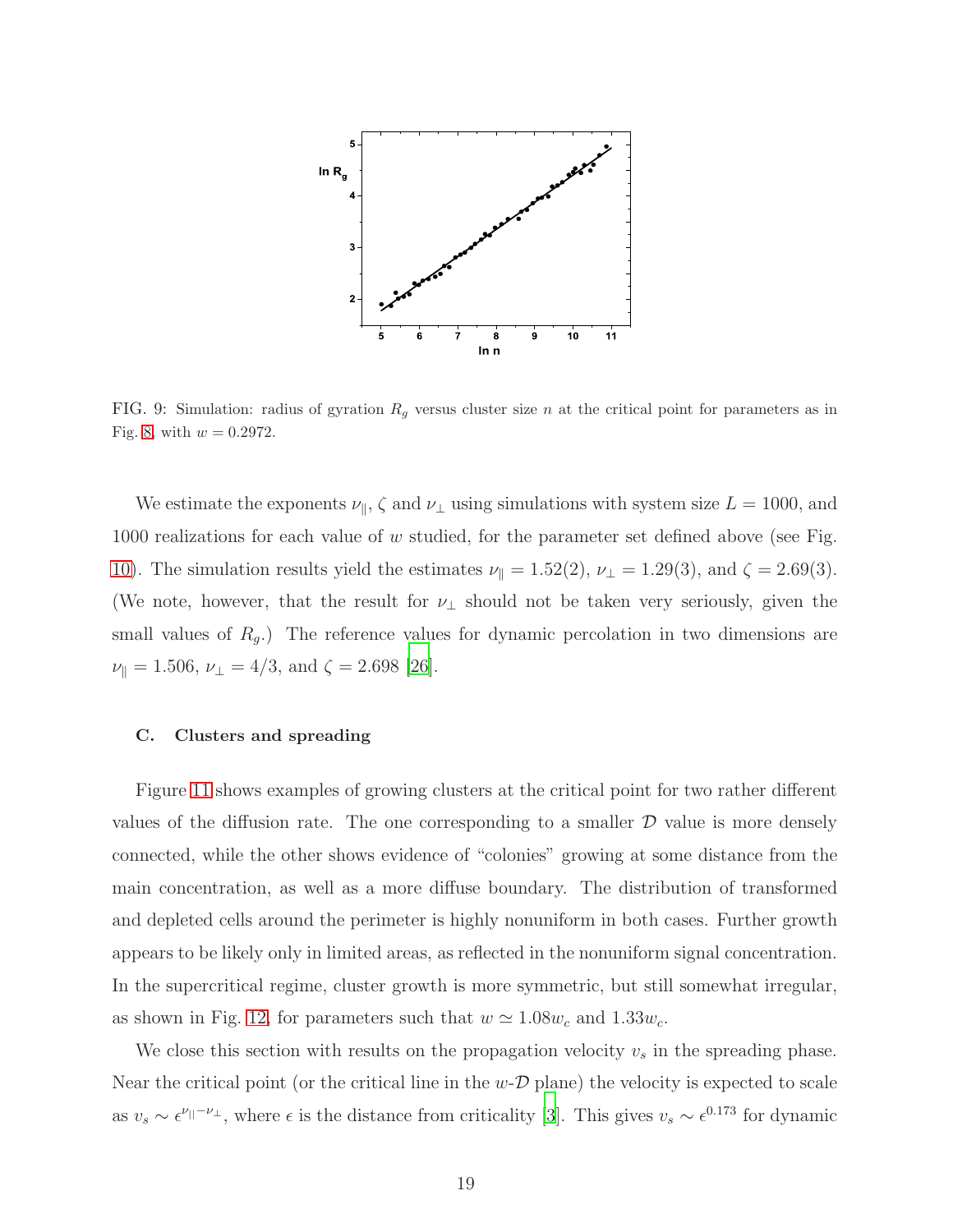FIG. 9: Simulation: radius of gyration $R_g$ versus cluster size $n$ at the critical point for parameters as in Fig. 8, with $w = 0.2972$.

We estimate the exponents $\nu_\parallel$, $\zeta$ and $\nu_\perp$ using simulations with system size $L = 1000$, and 1000 realizations for each value of $w$ studied, for the parameter set defined above (see Fig. 10). The simulation results yield the estimates $\nu_\parallel = 1.52(2)$, $\nu_\perp = 1.29(3)$, and $\zeta = 2.69(3)$. (We note, however, that the result for $\nu_\perp$ should not be taken very seriously, given the small values of $R_g$.) The reference values for dynamic percolation in two dimensions are $\nu_\parallel = 1.506$, $\nu_\perp = 4/3$, and $\zeta = 2.698$ [26].

### C. Clusters and spreading

Figure 11 shows examples of growing clusters at the critical point for two rather different values of the diffusion rate. The one corresponding to a smaller $\mathcal{D}$ value is more densely connected, while the other shows evidence of "colonies" growing at some distance from the main concentration, as well as a more diffuse boundary. The distribution of transformed and depleted cells around the perimeter is highly nonuniform in both cases. Further growth appears to be likely only in limited areas, as reflected in the nonuniform signal concentration. In the supercritical regime, cluster growth is more symmetric, but still somewhat irregular, as shown in Fig. 12, for parameters such that $w \simeq 1.08 w_c$ and $1.33 w_c$.

We close this section with results on the propagation velocity $v_s$ in the spreading phase. Near the critical point (or the critical line in the $w$-$\mathcal{D}$ plane) the velocity is expected to scale as $v_s \sim \epsilon^{\nu_\parallel - \nu_\perp}$, where $\epsilon$ is the distance from criticality [3]. This gives $v_s \sim \epsilon^{0.173}$ for dynamic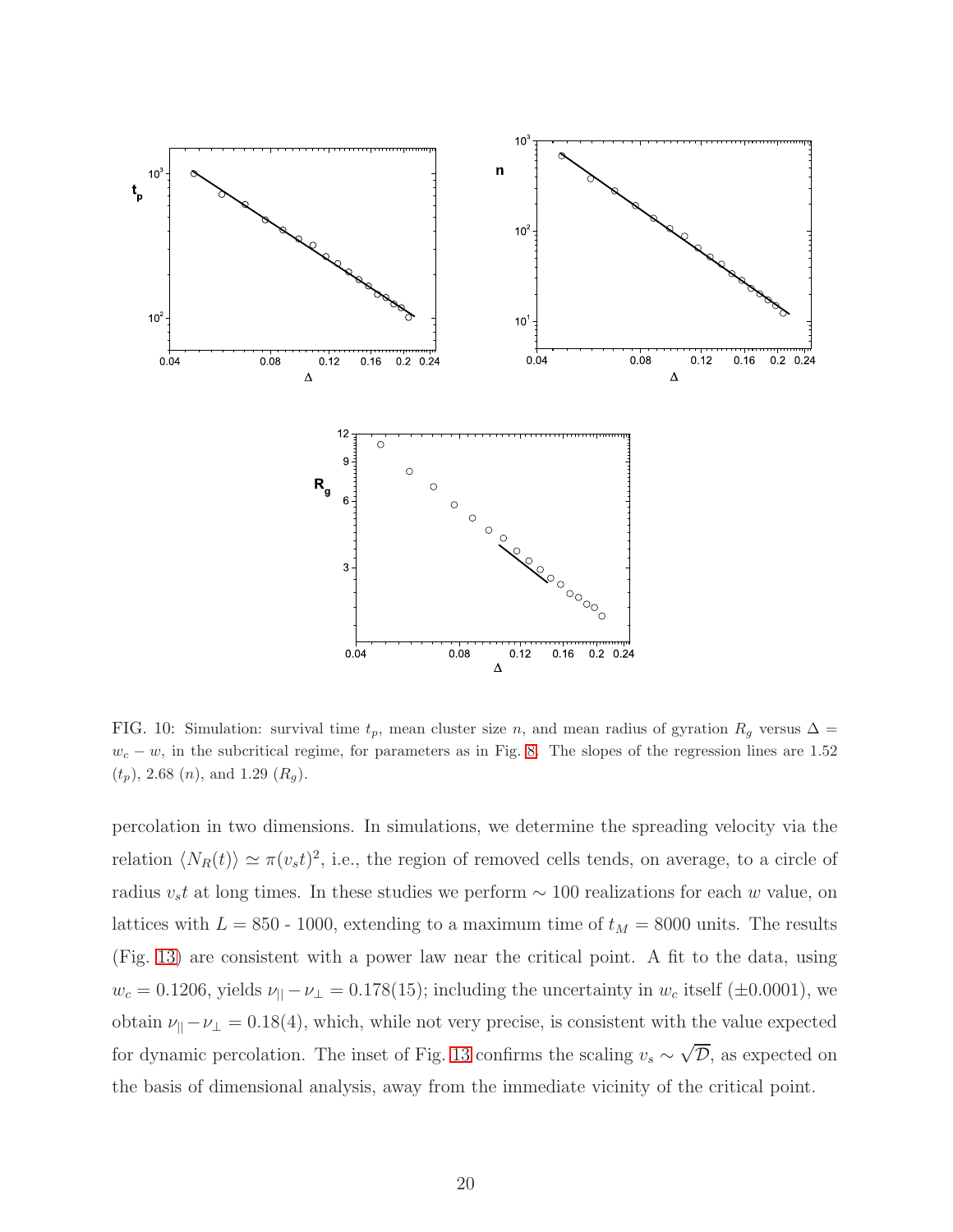FIG. 10: Simulation: survival time $t_p$, mean cluster size $n$, and mean radius of gyration $R_g$ versus $\Delta = w_c - w$, in the subcritical regime, for parameters as in Fig. 8. The slopes of the regression lines are 1.52 ($t_p$), 2.68 ($n$), and 1.29 ($R_g$).

percolation in two dimensions. In simulations, we determine the spreading velocity via the relation $\langle N_R(t)\rangle \simeq \pi(v_s t)^2$, i.e., the region of removed cells tends, on average, to a circle of radius $v_s t$ at long times. In these studies we perform $\sim 100$ realizations for each $w$ value, on lattices with $L = 850$ - $1000$, extending to a maximum time of $t_M = 8000$ units. The results (Fig. 13) are consistent with a power law near the critical point. A fit to the data, using $w_c = 0.1206$, yields $\nu_{||} - \nu_\perp = 0.178(15)$; including the uncertainty in $w_c$ itself ($\pm 0.0001$), we obtain $\nu_{||} - \nu_\perp = 0.18(4)$, which, while not very precise, is consistent with the value expected for dynamic percolation. The inset of Fig. 13 confirms the scaling $v_s \sim \sqrt{\mathcal{D}}$, as expected on the basis of dimensional analysis, away from the immediate vicinity of the critical point.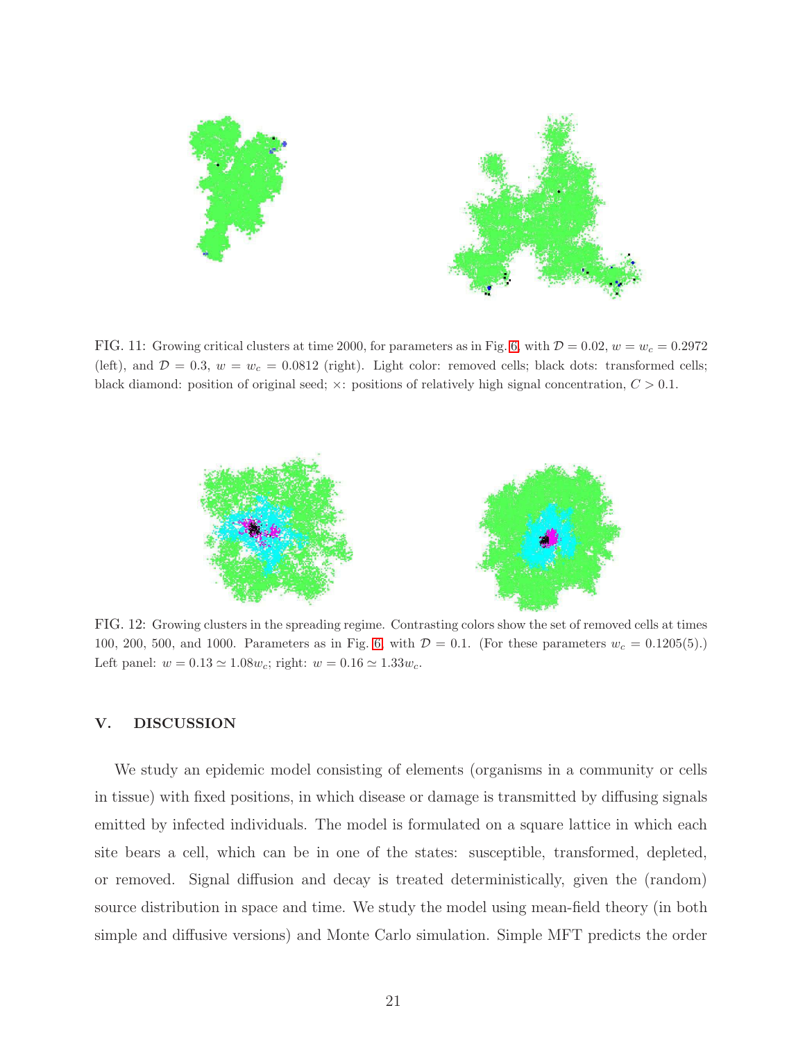FIG. 11: Growing critical clusters at time 2000, for parameters as in Fig. 6, with $\mathcal{D} = 0.02$, $w = w_c = 0.2972$ (left), and $\mathcal{D} = 0.3$, $w = w_c = 0.0812$ (right). Light color: removed cells; black dots: transformed cells; black diamond: position of original seed; $\times$: positions of relatively high signal concentration, $C > 0.1$.

FIG. 12: Growing clusters in the spreading regime. Contrasting colors show the set of removed cells at times 100, 200, 500, and 1000. Parameters as in Fig. 6, with $\mathcal{D} = 0.1$. (For these parameters $w_c = 0.1205(5)$.) Left panel: $w = 0.13 \simeq 1.08 w_c$; right: $w = 0.16 \simeq 1.33 w_c$.

## V. DISCUSSION

We study an epidemic model consisting of elements (organisms in a community or cells in tissue) with fixed positions, in which disease or damage is transmitted by diffusing signals emitted by infected individuals. The model is formulated on a square lattice in which each site bears a cell, which can be in one of the states: susceptible, transformed, depleted, or removed. Signal diffusion and decay is treated deterministically, given the (random) source distribution in space and time. We study the model using mean-field theory (in both simple and diffusive versions) and Monte Carlo simulation. Simple MFT predicts the order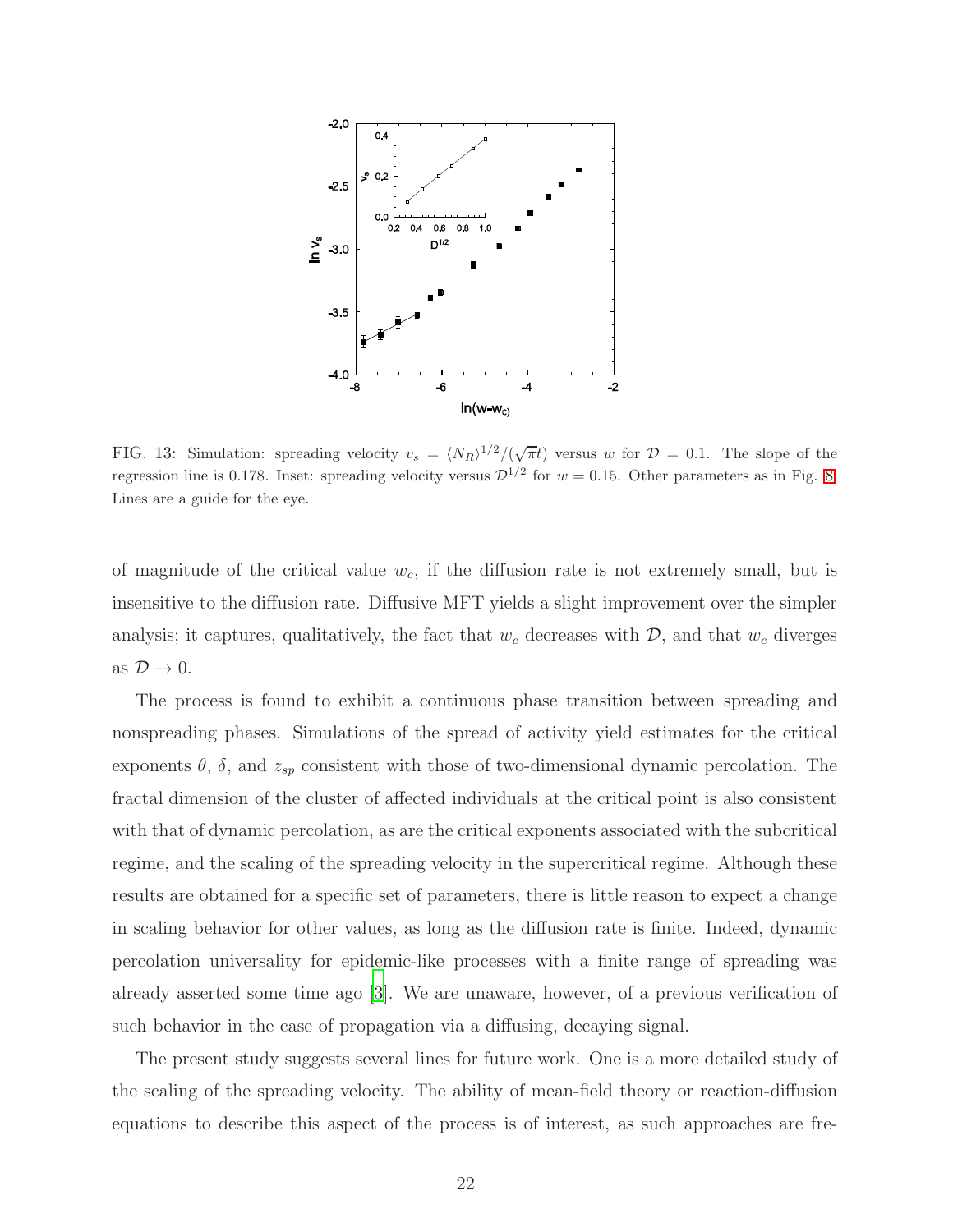FIG. 13: Simulation: spreading velocity $v_s = \langle N_R \rangle^{1/2}/(\sqrt{\pi} t)$ versus $w$ for $\mathcal{D} = 0.1$. The slope of the regression line is 0.178. Inset: spreading velocity versus $\mathcal{D}^{1/2}$ for $w = 0.15$. Other parameters as in Fig. 8. Lines are a guide for the eye.

of magnitude of the critical value $w_c$, if the diffusion rate is not extremely small, but is insensitive to the diffusion rate. Diffusive MFT yields a slight improvement over the simpler analysis; it captures, qualitatively, the fact that $w_c$ decreases with $\mathcal{D}$, and that $w_c$ diverges as $\mathcal{D} \to 0$.

The process is found to exhibit a continuous phase transition between spreading and nonspreading phases. Simulations of the spread of activity yield estimates for the critical exponents $\theta$, $\delta$, and $z_{sp}$ consistent with those of two-dimensional dynamic percolation. The fractal dimension of the cluster of affected individuals at the critical point is also consistent with that of dynamic percolation, as are the critical exponents associated with the subcritical regime, and the scaling of the spreading velocity in the supercritical regime. Although these results are obtained for a specific set of parameters, there is little reason to expect a change in scaling behavior for other values, as long as the diffusion rate is finite. Indeed, dynamic percolation universality for epidemic-like processes with a finite range of spreading was already asserted some time ago [3]. We are unaware, however, of a previous verification of such behavior in the case of propagation via a diffusing, decaying signal.

The present study suggests several lines for future work. One is a more detailed study of the scaling of the spreading velocity. The ability of mean-field theory or reaction-diffusion equations to describe this aspect of the process is of interest, as such approaches are fre-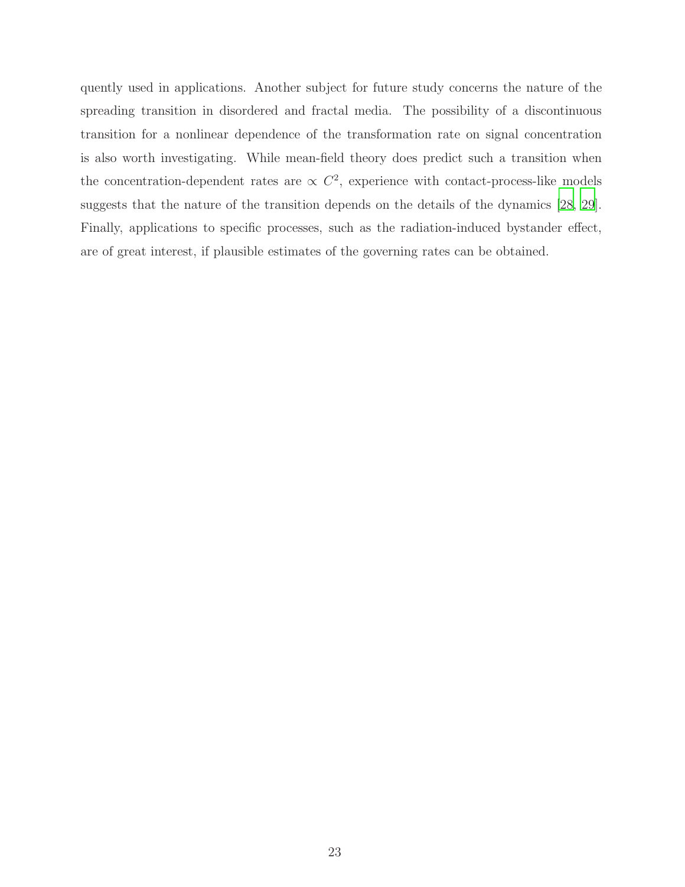quently used in applications. Another subject for future study concerns the nature of the spreading transition in disordered and fractal media. The possibility of a discontinuous transition for a nonlinear dependence of the transformation rate on signal concentration is also worth investigating. While mean-field theory does predict such a transition when the concentration-dependent rates are $\propto C^2$, experience with contact-process-like models suggests that the nature of the transition depends on the details of the dynamics [28, 29]. Finally, applications to specific processes, such as the radiation-induced bystander effect, are of great interest, if plausible estimates of the governing rates can be obtained.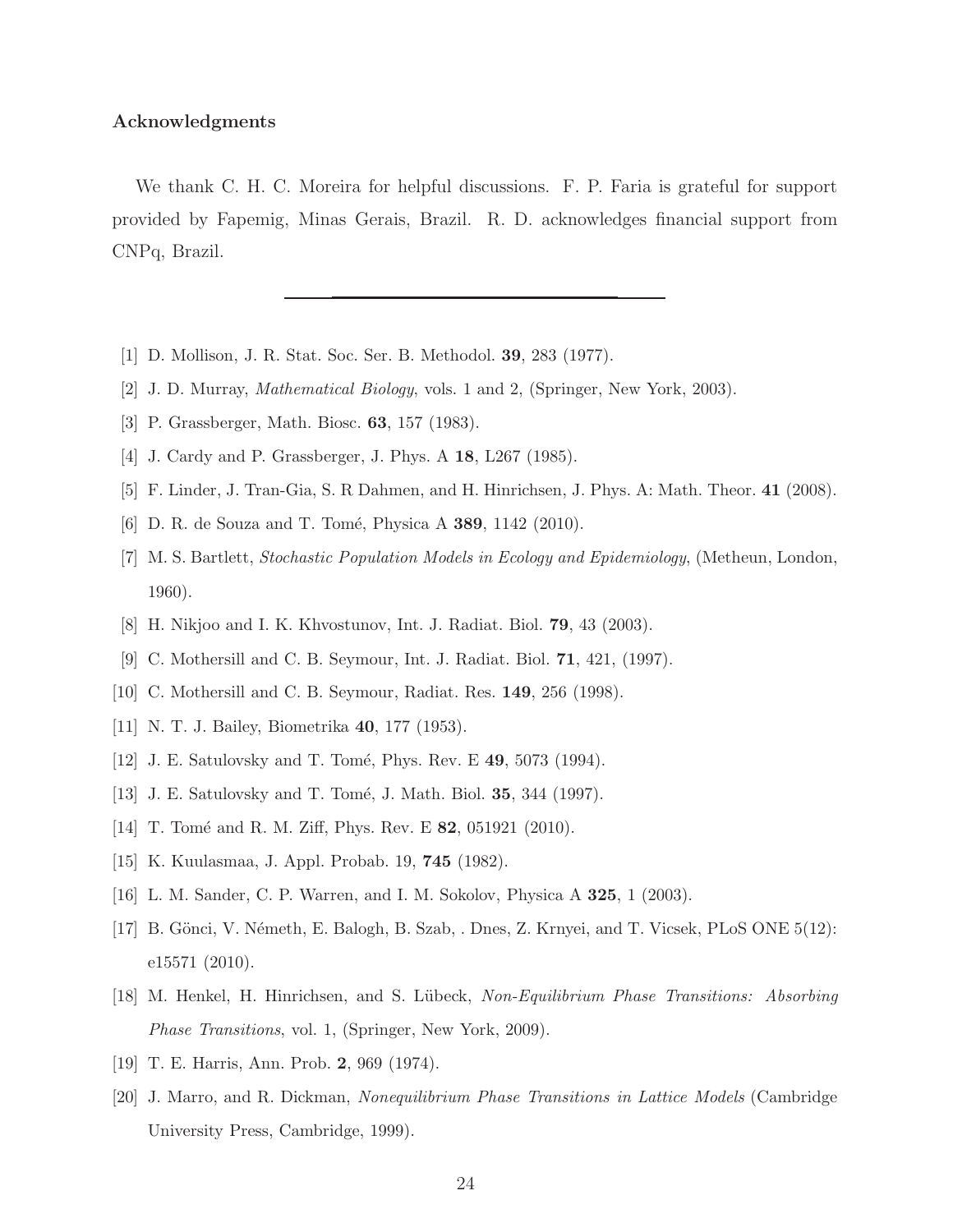**Acknowledgments**

We thank C. H. C. Moreira for helpful discussions. F. P. Faria is grateful for support provided by Fapemig, Minas Gerais, Brazil. R. D. acknowledges financial support from CNPq, Brazil.

---

[1] D. Mollison, J. R. Stat. Soc. Ser. B. Methodol. **39**, 283 (1977).

[2] J. D. Murray, *Mathematical Biology*, vols. 1 and 2, (Springer, New York, 2003).

[3] P. Grassberger, Math. Biosc. **63**, 157 (1983).

[4] J. Cardy and P. Grassberger, J. Phys. A **18**, L267 (1985).

[5] F. Linder, J. Tran-Gia, S. R Dahmen, and H. Hinrichsen, J. Phys. A: Math. Theor. **41** (2008).

[6] D. R. de Souza and T. Tomé, Physica A **389**, 1142 (2010).

[7] M. S. Bartlett, *Stochastic Population Models in Ecology and Epidemiology*, (Metheun, London, 1960).

[8] H. Nikjoo and I. K. Khvostunov, Int. J. Radiat. Biol. **79**, 43 (2003).

[9] C. Mothersill and C. B. Seymour, Int. J. Radiat. Biol. **71**, 421, (1997).

[10] C. Mothersill and C. B. Seymour, Radiat. Res. **149**, 256 (1998).

[11] N. T. J. Bailey, Biometrika **40**, 177 (1953).

[12] J. E. Satulovsky and T. Tomé, Phys. Rev. E **49**, 5073 (1994).

[13] J. E. Satulovsky and T. Tomé, J. Math. Biol. **35**, 344 (1997).

[14] T. Tomé and R. M. Ziff, Phys. Rev. E **82**, 051921 (2010).

[15] K. Kuulasmaa, J. Appl. Probab. 19, **745** (1982).

[16] L. M. Sander, C. P. Warren, and I. M. Sokolov, Physica A **325**, 1 (2003).

[17] B. Gönci, V. Németh, E. Balogh, B. Szab, . Dnes, Z. Krnyei, and T. Vicsek, PLoS ONE 5(12): e15571 (2010).

[18] M. Henkel, H. Hinrichsen, and S. Lübeck, *Non-Equilibrium Phase Transitions: Absorbing Phase Transitions*, vol. 1, (Springer, New York, 2009).

[19] T. E. Harris, Ann. Prob. **2**, 969 (1974).

[20] J. Marro, and R. Dickman, *Nonequilibrium Phase Transitions in Lattice Models* (Cambridge University Press, Cambridge, 1999).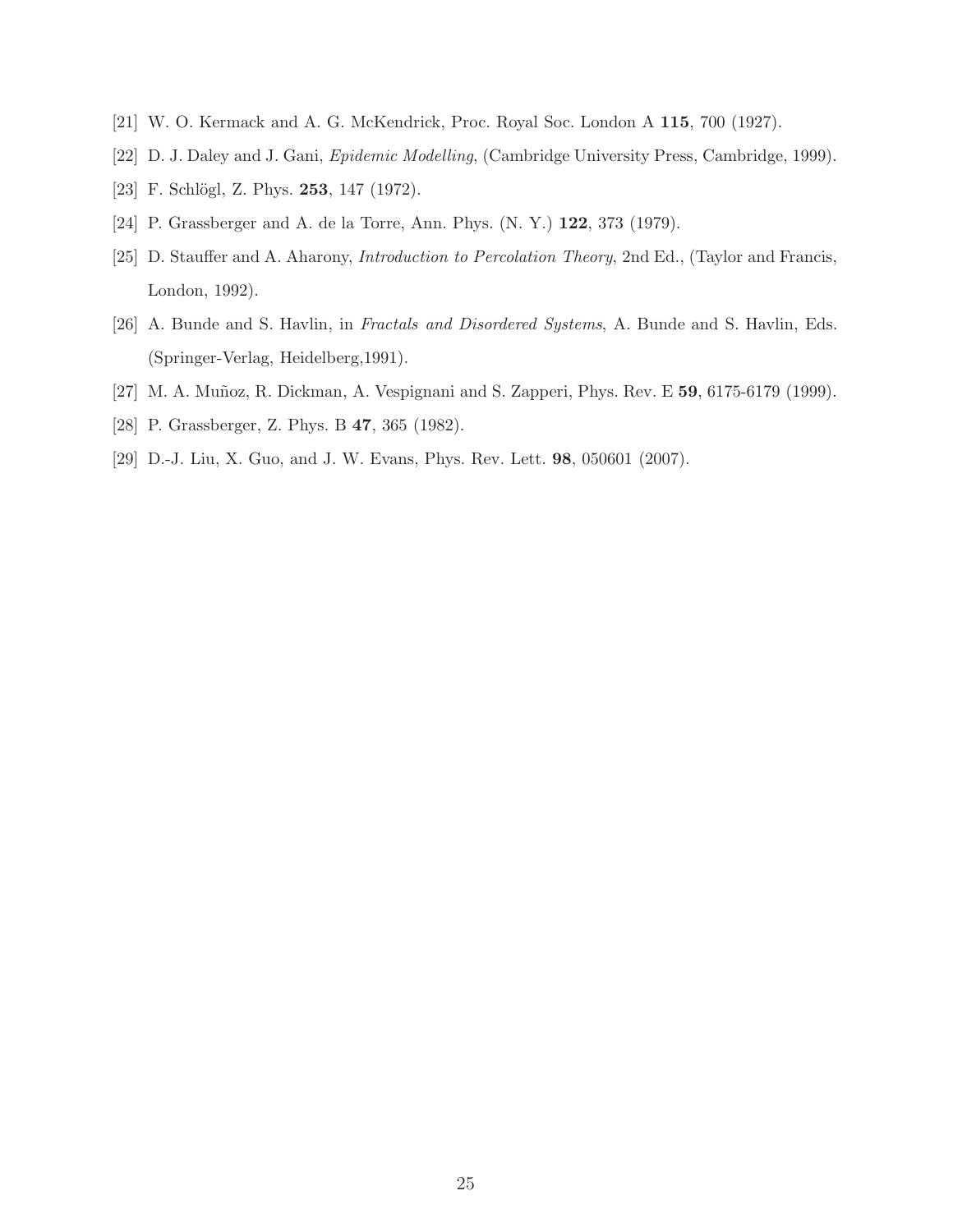[21] W. O. Kermack and A. G. McKendrick, Proc. Royal Soc. London A **115**, 700 (1927).

[22] D. J. Daley and J. Gani, *Epidemic Modelling*, (Cambridge University Press, Cambridge, 1999).

[23] F. Schlögl, Z. Phys. **253**, 147 (1972).

[24] P. Grassberger and A. de la Torre, Ann. Phys. (N. Y.) **122**, 373 (1979).

[25] D. Stauffer and A. Aharony, *Introduction to Percolation Theory*, 2nd Ed., (Taylor and Francis, London, 1992).

[26] A. Bunde and S. Havlin, in *Fractals and Disordered Systems*, A. Bunde and S. Havlin, Eds. (Springer-Verlag, Heidelberg,1991).

[27] M. A. Muñoz, R. Dickman, A. Vespignani and S. Zapperi, Phys. Rev. E **59**, 6175-6179 (1999).

[28] P. Grassberger, Z. Phys. B **47**, 365 (1982).

[29] D.-J. Liu, X. Guo, and J. W. Evans, Phys. Rev. Lett. **98**, 050601 (2007).